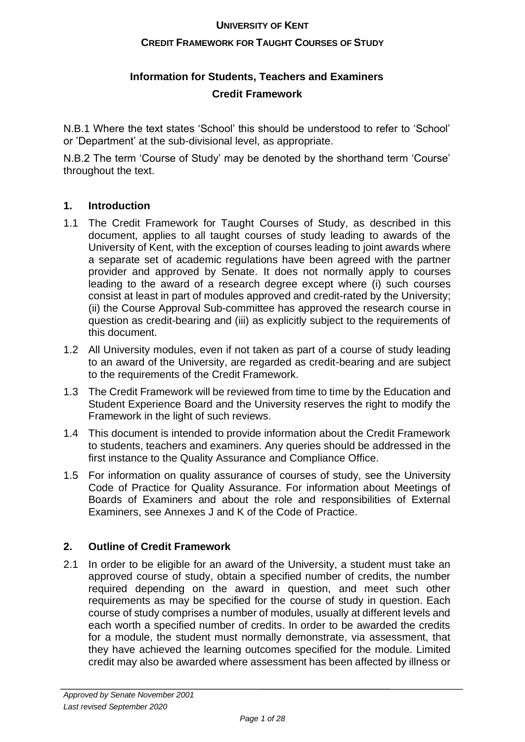**UNIVERSITY OF KENT**

**CREDIT FRAMEWORK FOR TAUGHT COURSES OF STUDY**

# Information for Students, Teachers and Examiners

## Credit Framework

N.B.1 Where the text states 'School' this should be understood to refer to 'School' or 'Department' at the sub-divisional level, as appropriate.

N.B.2 The term 'Course of Study' may be denoted by the shorthand term 'Course' throughout the text.

## 1. Introduction

1.1 The Credit Framework for Taught Courses of Study, as described in this document, applies to all taught courses of study leading to awards of the University of Kent, with the exception of courses leading to joint awards where a separate set of academic regulations have been agreed with the partner provider and approved by Senate. It does not normally apply to courses leading to the award of a research degree except where (i) such courses consist at least in part of modules approved and credit-rated by the University; (ii) the Course Approval Sub-committee has approved the research course in question as credit-bearing and (iii) as explicitly subject to the requirements of this document.

1.2 All University modules, even if not taken as part of a course of study leading to an award of the University, are regarded as credit-bearing and are subject to the requirements of the Credit Framework.

1.3 The Credit Framework will be reviewed from time to time by the Education and Student Experience Board and the University reserves the right to modify the Framework in the light of such reviews.

1.4 This document is intended to provide information about the Credit Framework to students, teachers and examiners. Any queries should be addressed in the first instance to the Quality Assurance and Compliance Office.

1.5 For information on quality assurance of courses of study, see the University Code of Practice for Quality Assurance. For information about Meetings of Boards of Examiners and about the role and responsibilities of External Examiners, see Annexes J and K of the Code of Practice.

## 2. Outline of Credit Framework

2.1 In order to be eligible for an award of the University, a student must take an approved course of study, obtain a specified number of credits, the number required depending on the award in question, and meet such other requirements as may be specified for the course of study in question. Each course of study comprises a number of modules, usually at different levels and each worth a specified number of credits. In order to be awarded the credits for a module, the student must normally demonstrate, via assessment, that they have achieved the learning outcomes specified for the module. Limited credit may also be awarded where assessment has been affected by illness or

*Approved by Senate November 2001*
*Last revised September 2020*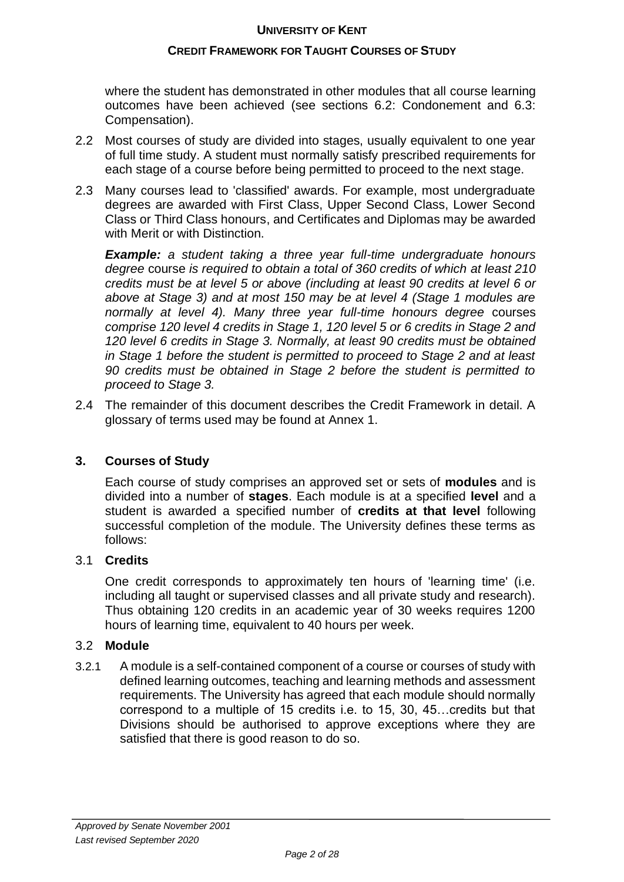where the student has demonstrated in other modules that all course learning outcomes have been achieved (see sections 6.2: Condonement and 6.3: Compensation).

2.2 Most courses of study are divided into stages, usually equivalent to one year of full time study. A student must normally satisfy prescribed requirements for each stage of a course before being permitted to proceed to the next stage.

2.3 Many courses lead to 'classified' awards. For example, most undergraduate degrees are awarded with First Class, Upper Second Class, Lower Second Class or Third Class honours, and Certificates and Diplomas may be awarded with Merit or with Distinction.

***Example:*** *a student taking a three year full-time undergraduate honours degree* course *is required to obtain a total of 360 credits of which at least 210 credits must be at level 5 or above (including at least 90 credits at level 6 or above at Stage 3) and at most 150 may be at level 4 (Stage 1 modules are normally at level 4). Many three year full-time honours degree* courses *comprise 120 level 4 credits in Stage 1, 120 level 5 or 6 credits in Stage 2 and 120 level 6 credits in Stage 3. Normally, at least 90 credits must be obtained in Stage 1 before the student is permitted to proceed to Stage 2 and at least 90 credits must be obtained in Stage 2 before the student is permitted to proceed to Stage 3.*

2.4 The remainder of this document describes the Credit Framework in detail. A glossary of terms used may be found at Annex 1.

## 3. Courses of Study

Each course of study comprises an approved set or sets of **modules** and is divided into a number of **stages**. Each module is at a specified **level** and a student is awarded a specified number of **credits at that level** following successful completion of the module. The University defines these terms as follows:

### 3.1 Credits

One credit corresponds to approximately ten hours of 'learning time' (i.e. including all taught or supervised classes and all private study and research). Thus obtaining 120 credits in an academic year of 30 weeks requires 1200 hours of learning time, equivalent to 40 hours per week.

### 3.2 Module

3.2.1 A module is a self-contained component of a course or courses of study with defined learning outcomes, teaching and learning methods and assessment requirements. The University has agreed that each module should normally correspond to a multiple of 15 credits i.e. to 15, 30, 45…credits but that Divisions should be authorised to approve exceptions where they are satisfied that there is good reason to do so.

*Approved by Senate November 2001*
*Last revised September 2020*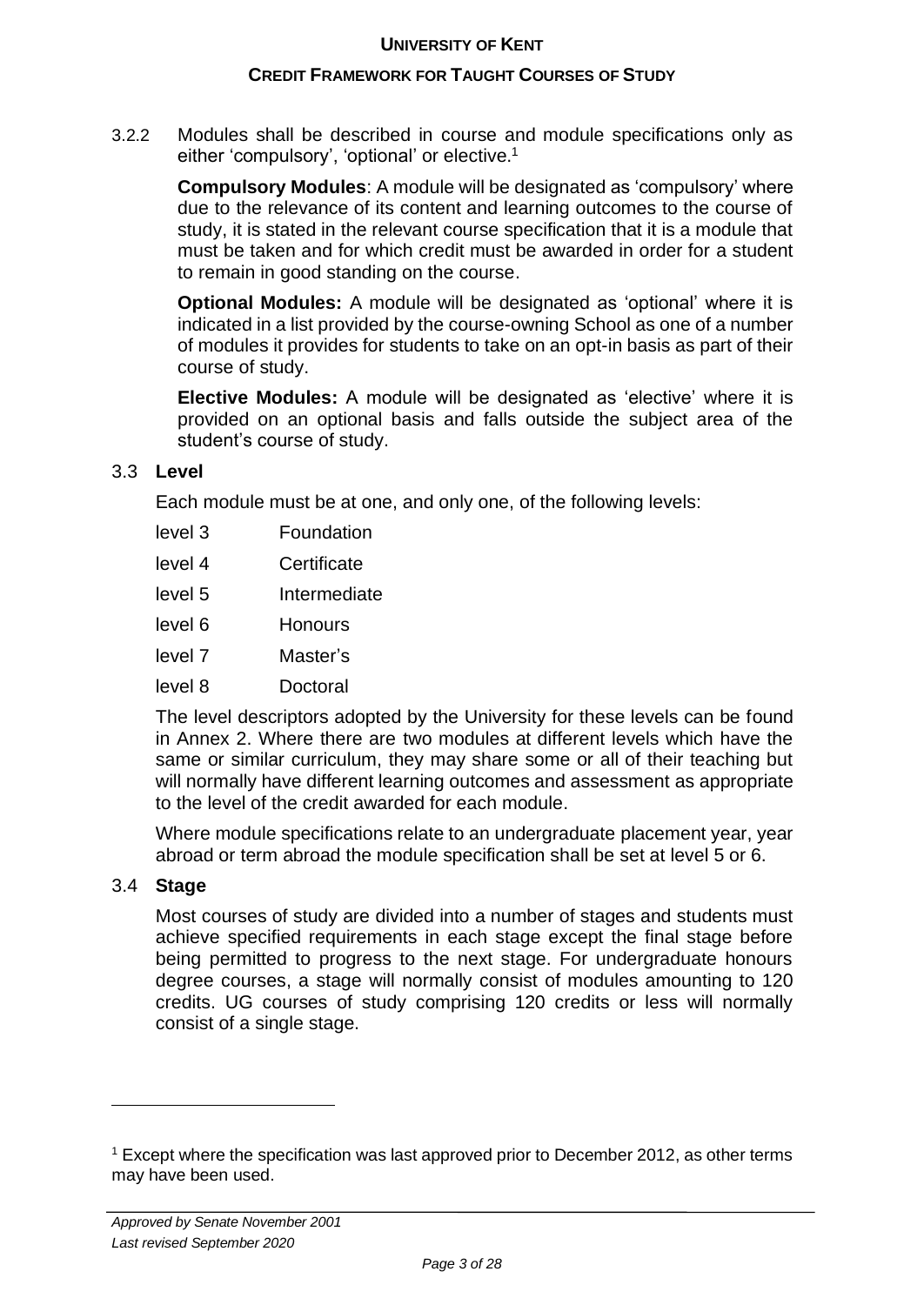3.2.2 Modules shall be described in course and module specifications only as either 'compulsory', 'optional' or elective.[1]

**Compulsory Modules**: A module will be designated as 'compulsory' where due to the relevance of its content and learning outcomes to the course of study, it is stated in the relevant course specification that it is a module that must be taken and for which credit must be awarded in order for a student to remain in good standing on the course.

**Optional Modules:** A module will be designated as 'optional' where it is indicated in a list provided by the course-owning School as one of a number of modules it provides for students to take on an opt-in basis as part of their course of study.

**Elective Modules:** A module will be designated as 'elective' where it is provided on an optional basis and falls outside the subject area of the student's course of study.

## 3.3 Level

Each module must be at one, and only one, of the following levels:

| | |
|---|---|
| level 3 | Foundation |
| level 4 | Certificate |
| level 5 | Intermediate |
| level 6 | Honours |
| level 7 | Master's |
| level 8 | Doctoral |

The level descriptors adopted by the University for these levels can be found in Annex 2. Where there are two modules at different levels which have the same or similar curriculum, they may share some or all of their teaching but will normally have different learning outcomes and assessment as appropriate to the level of the credit awarded for each module.

Where module specifications relate to an undergraduate placement year, year abroad or term abroad the module specification shall be set at level 5 or 6.

## 3.4 Stage

Most courses of study are divided into a number of stages and students must achieve specified requirements in each stage except the final stage before being permitted to progress to the next stage. For undergraduate honours degree courses, a stage will normally consist of modules amounting to 120 credits. UG courses of study comprising 120 credits or less will normally consist of a single stage.

---

[1] Except where the specification was last approved prior to December 2012, as other terms may have been used.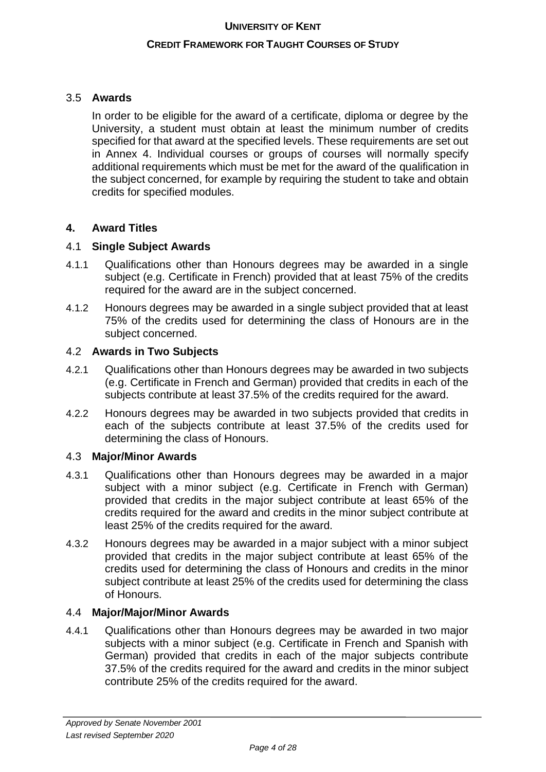### 3.5 **Awards**

In order to be eligible for the award of a certificate, diploma or degree by the University, a student must obtain at least the minimum number of credits specified for that award at the specified levels. These requirements are set out in Annex 4. Individual courses or groups of courses will normally specify additional requirements which must be met for the award of the qualification in the subject concerned, for example by requiring the student to take and obtain credits for specified modules.

## 4. Award Titles

### 4.1 **Single Subject Awards**

4.1.1 Qualifications other than Honours degrees may be awarded in a single subject (e.g. Certificate in French) provided that at least 75% of the credits required for the award are in the subject concerned.

4.1.2 Honours degrees may be awarded in a single subject provided that at least 75% of the credits used for determining the class of Honours are in the subject concerned.

### 4.2 **Awards in Two Subjects**

4.2.1 Qualifications other than Honours degrees may be awarded in two subjects (e.g. Certificate in French and German) provided that credits in each of the subjects contribute at least 37.5% of the credits required for the award.

4.2.2 Honours degrees may be awarded in two subjects provided that credits in each of the subjects contribute at least 37.5% of the credits used for determining the class of Honours.

### 4.3 **Major/Minor Awards**

4.3.1 Qualifications other than Honours degrees may be awarded in a major subject with a minor subject (e.g. Certificate in French with German) provided that credits in the major subject contribute at least 65% of the credits required for the award and credits in the minor subject contribute at least 25% of the credits required for the award.

4.3.2 Honours degrees may be awarded in a major subject with a minor subject provided that credits in the major subject contribute at least 65% of the credits used for determining the class of Honours and credits in the minor subject contribute at least 25% of the credits used for determining the class of Honours.

### 4.4 **Major/Major/Minor Awards**

4.4.1 Qualifications other than Honours degrees may be awarded in two major subjects with a minor subject (e.g. Certificate in French and Spanish with German) provided that credits in each of the major subjects contribute 37.5% of the credits required for the award and credits in the minor subject contribute 25% of the credits required for the award.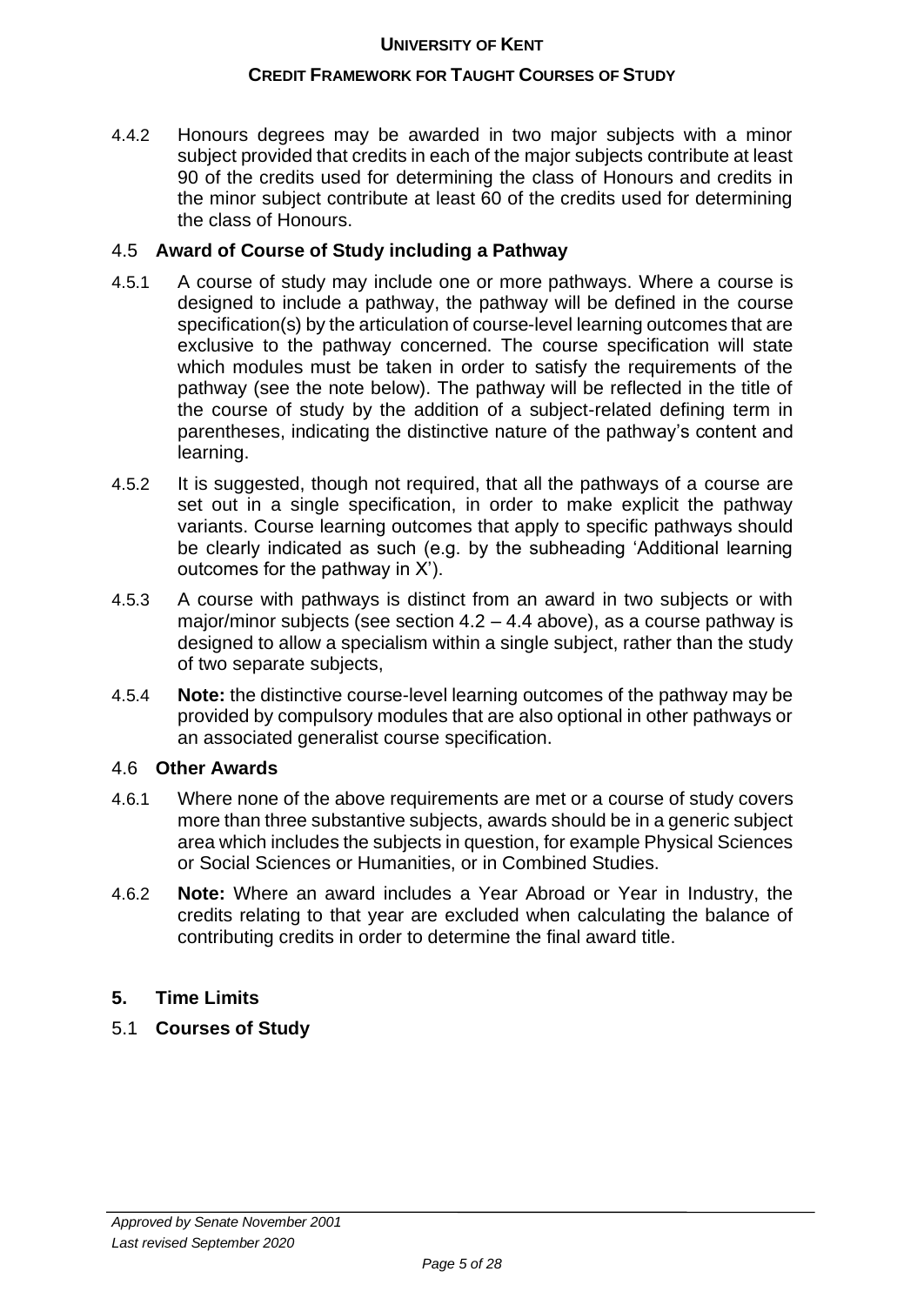4.4.2 Honours degrees may be awarded in two major subjects with a minor subject provided that credits in each of the major subjects contribute at least 90 of the credits used for determining the class of Honours and credits in the minor subject contribute at least 60 of the credits used for determining the class of Honours.

## 4.5 **Award of Course of Study including a Pathway**

4.5.1 A course of study may include one or more pathways. Where a course is designed to include a pathway, the pathway will be defined in the course specification(s) by the articulation of course-level learning outcomes that are exclusive to the pathway concerned. The course specification will state which modules must be taken in order to satisfy the requirements of the pathway (see the note below). The pathway will be reflected in the title of the course of study by the addition of a subject-related defining term in parentheses, indicating the distinctive nature of the pathway's content and learning.

4.5.2 It is suggested, though not required, that all the pathways of a course are set out in a single specification, in order to make explicit the pathway variants. Course learning outcomes that apply to specific pathways should be clearly indicated as such (e.g. by the subheading 'Additional learning outcomes for the pathway in X').

4.5.3 A course with pathways is distinct from an award in two subjects or with major/minor subjects (see section 4.2 – 4.4 above), as a course pathway is designed to allow a specialism within a single subject, rather than the study of two separate subjects,

4.5.4 **Note:** the distinctive course-level learning outcomes of the pathway may be provided by compulsory modules that are also optional in other pathways or an associated generalist course specification.

## 4.6 **Other Awards**

4.6.1 Where none of the above requirements are met or a course of study covers more than three substantive subjects, awards should be in a generic subject area which includes the subjects in question, for example Physical Sciences or Social Sciences or Humanities, or in Combined Studies.

4.6.2 **Note:** Where an award includes a Year Abroad or Year in Industry, the credits relating to that year are excluded when calculating the balance of contributing credits in order to determine the final award title.

# **5. Time Limits**

## 5.1 **Courses of Study**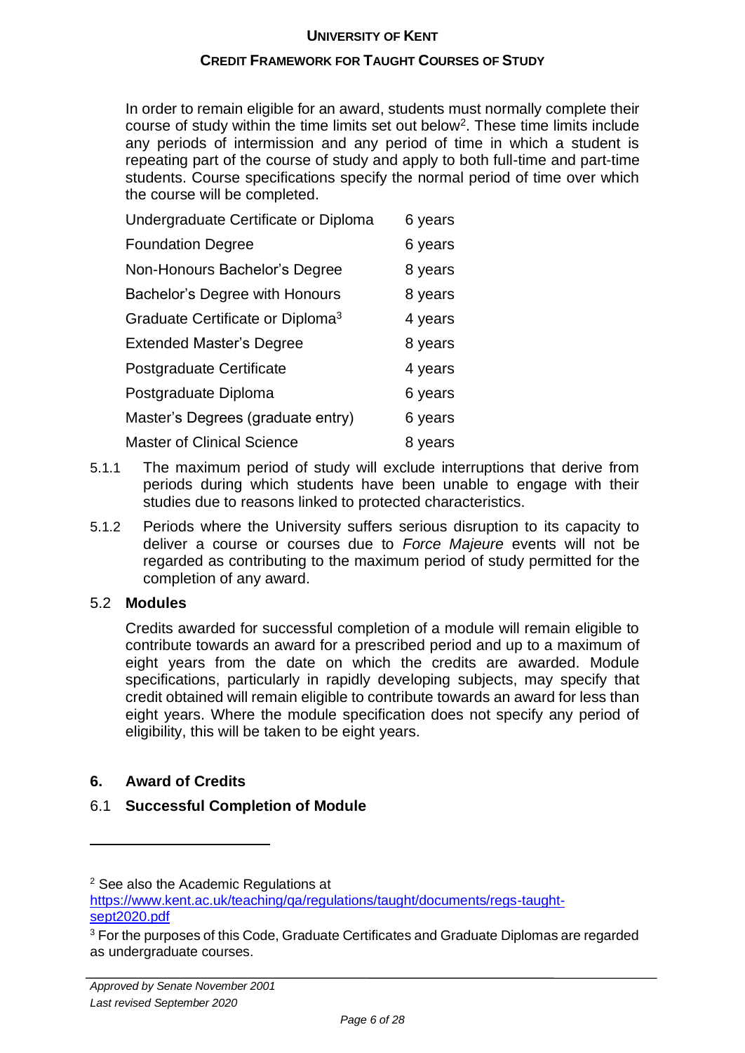In order to remain eligible for an award, students must normally complete their course of study within the time limits set out below[2]. These time limits include any periods of intermission and any period of time in which a student is repeating part of the course of study and apply to both full-time and part-time students. Course specifications specify the normal period of time over which the course will be completed.

| | |
|---|---|
| Undergraduate Certificate or Diploma | 6 years |
| Foundation Degree | 6 years |
| Non-Honours Bachelor's Degree | 8 years |
| Bachelor's Degree with Honours | 8 years |
| Graduate Certificate or Diploma[3] | 4 years |
| Extended Master's Degree | 8 years |
| Postgraduate Certificate | 4 years |
| Postgraduate Diploma | 6 years |
| Master's Degrees (graduate entry) | 6 years |
| Master of Clinical Science | 8 years |

5.1.1 The maximum period of study will exclude interruptions that derive from periods during which students have been unable to engage with their studies due to reasons linked to protected characteristics.

5.1.2 Periods where the University suffers serious disruption to its capacity to deliver a course or courses due to *Force Majeure* events will not be regarded as contributing to the maximum period of study permitted for the completion of any award.

### 5.2 Modules

Credits awarded for successful completion of a module will remain eligible to contribute towards an award for a prescribed period and up to a maximum of eight years from the date on which the credits are awarded. Module specifications, particularly in rapidly developing subjects, may specify that credit obtained will remain eligible to contribute towards an award for less than eight years. Where the module specification does not specify any period of eligibility, this will be taken to be eight years.

## 6. Award of Credits

### 6.1 Successful Completion of Module

---

[2] See also the Academic Regulations at https://www.kent.ac.uk/teaching/qa/regulations/taught/documents/regs-taught-sept2020.pdf

[3] For the purposes of this Code, Graduate Certificates and Graduate Diplomas are regarded as undergraduate courses.

*Approved by Senate November 2001*
*Last revised September 2020*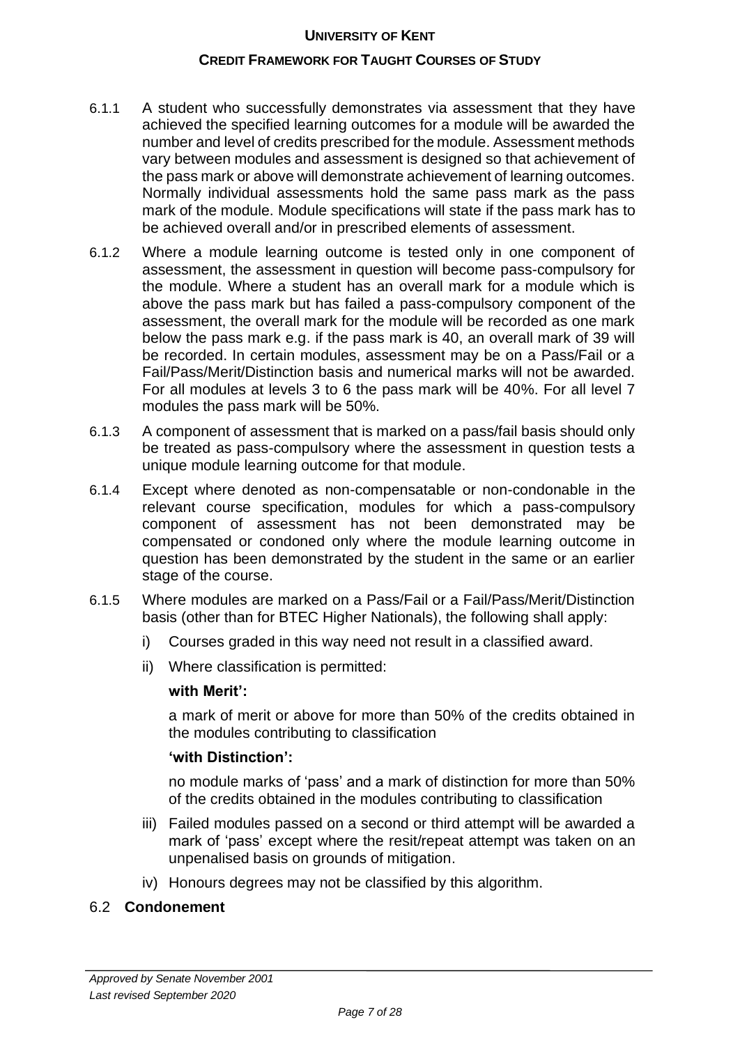6.1.1 A student who successfully demonstrates via assessment that they have achieved the specified learning outcomes for a module will be awarded the number and level of credits prescribed for the module. Assessment methods vary between modules and assessment is designed so that achievement of the pass mark or above will demonstrate achievement of learning outcomes. Normally individual assessments hold the same pass mark as the pass mark of the module. Module specifications will state if the pass mark has to be achieved overall and/or in prescribed elements of assessment.

6.1.2 Where a module learning outcome is tested only in one component of assessment, the assessment in question will become pass-compulsory for the module. Where a student has an overall mark for a module which is above the pass mark but has failed a pass-compulsory component of the assessment, the overall mark for the module will be recorded as one mark below the pass mark e.g. if the pass mark is 40, an overall mark of 39 will be recorded. In certain modules, assessment may be on a Pass/Fail or a Fail/Pass/Merit/Distinction basis and numerical marks will not be awarded. For all modules at levels 3 to 6 the pass mark will be 40%. For all level 7 modules the pass mark will be 50%.

6.1.3 A component of assessment that is marked on a pass/fail basis should only be treated as pass-compulsory where the assessment in question tests a unique module learning outcome for that module.

6.1.4 Except where denoted as non-compensatable or non-condonable in the relevant course specification, modules for which a pass-compulsory component of assessment has not been demonstrated may be compensated or condoned only where the module learning outcome in question has been demonstrated by the student in the same or an earlier stage of the course.

6.1.5 Where modules are marked on a Pass/Fail or a Fail/Pass/Merit/Distinction basis (other than for BTEC Higher Nationals), the following shall apply:

i) Courses graded in this way need not result in a classified award.

ii) Where classification is permitted:

**with Merit':**

a mark of merit or above for more than 50% of the credits obtained in the modules contributing to classification

**'with Distinction':**

no module marks of 'pass' and a mark of distinction for more than 50% of the credits obtained in the modules contributing to classification

iii) Failed modules passed on a second or third attempt will be awarded a mark of 'pass' except where the resit/repeat attempt was taken on an unpenalised basis on grounds of mitigation.

iv) Honours degrees may not be classified by this algorithm.

## 6.2 **Condonement**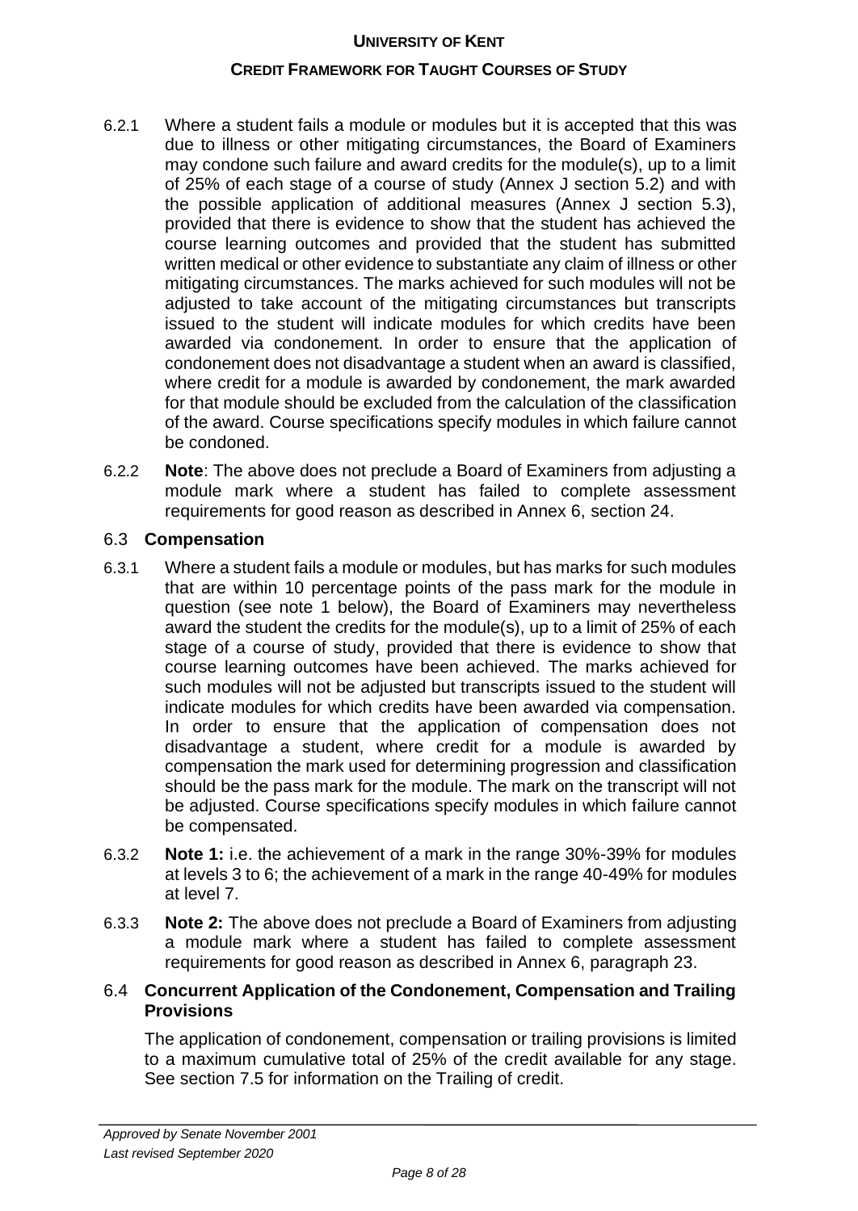6.2.1 Where a student fails a module or modules but it is accepted that this was due to illness or other mitigating circumstances, the Board of Examiners may condone such failure and award credits for the module(s), up to a limit of 25% of each stage of a course of study (Annex J section 5.2) and with the possible application of additional measures (Annex J section 5.3), provided that there is evidence to show that the student has achieved the course learning outcomes and provided that the student has submitted written medical or other evidence to substantiate any claim of illness or other mitigating circumstances. The marks achieved for such modules will not be adjusted to take account of the mitigating circumstances but transcripts issued to the student will indicate modules for which credits have been awarded via condonement. In order to ensure that the application of condonement does not disadvantage a student when an award is classified, where credit for a module is awarded by condonement, the mark awarded for that module should be excluded from the calculation of the classification of the award. Course specifications specify modules in which failure cannot be condoned.

6.2.2 **Note**: The above does not preclude a Board of Examiners from adjusting a module mark where a student has failed to complete assessment requirements for good reason as described in Annex 6, section 24.

## 6.3 Compensation

6.3.1 Where a student fails a module or modules, but has marks for such modules that are within 10 percentage points of the pass mark for the module in question (see note 1 below), the Board of Examiners may nevertheless award the student the credits for the module(s), up to a limit of 25% of each stage of a course of study, provided that there is evidence to show that course learning outcomes have been achieved. The marks achieved for such modules will not be adjusted but transcripts issued to the student will indicate modules for which credits have been awarded via compensation. In order to ensure that the application of compensation does not disadvantage a student, where credit for a module is awarded by compensation the mark used for determining progression and classification should be the pass mark for the module. The mark on the transcript will not be adjusted. Course specifications specify modules in which failure cannot be compensated.

6.3.2 **Note 1:** i.e. the achievement of a mark in the range 30%-39% for modules at levels 3 to 6; the achievement of a mark in the range 40-49% for modules at level 7.

6.3.3 **Note 2:** The above does not preclude a Board of Examiners from adjusting a module mark where a student has failed to complete assessment requirements for good reason as described in Annex 6, paragraph 23.

## 6.4 Concurrent Application of the Condonement, Compensation and Trailing Provisions

The application of condonement, compensation or trailing provisions is limited to a maximum cumulative total of 25% of the credit available for any stage. See section 7.5 for information on the Trailing of credit.

*Approved by Senate November 2001*
*Last revised September 2020*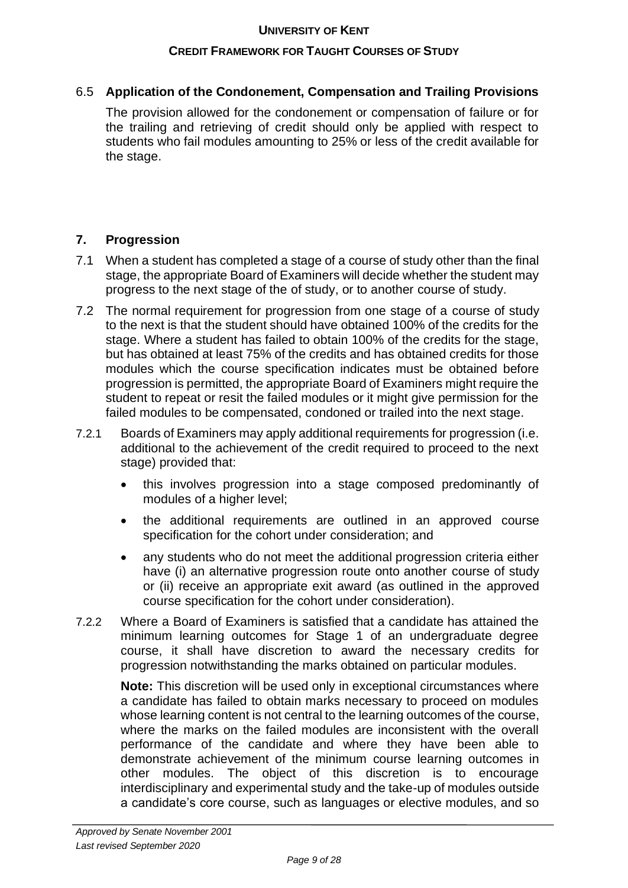### 6.5 Application of the Condonement, Compensation and Trailing Provisions

The provision allowed for the condonement or compensation of failure or for the trailing and retrieving of credit should only be applied with respect to students who fail modules amounting to 25% or less of the credit available for the stage.

## 7. Progression

7.1 When a student has completed a stage of a course of study other than the final stage, the appropriate Board of Examiners will decide whether the student may progress to the next stage of the of study, or to another course of study.

7.2 The normal requirement for progression from one stage of a course of study to the next is that the student should have obtained 100% of the credits for the stage. Where a student has failed to obtain 100% of the credits for the stage, but has obtained at least 75% of the credits and has obtained credits for those modules which the course specification indicates must be obtained before progression is permitted, the appropriate Board of Examiners might require the student to repeat or resit the failed modules or it might give permission for the failed modules to be compensated, condoned or trailed into the next stage.

7.2.1 Boards of Examiners may apply additional requirements for progression (i.e. additional to the achievement of the credit required to proceed to the next stage) provided that:

- this involves progression into a stage composed predominantly of modules of a higher level;
- the additional requirements are outlined in an approved course specification for the cohort under consideration; and
- any students who do not meet the additional progression criteria either have (i) an alternative progression route onto another course of study or (ii) receive an appropriate exit award (as outlined in the approved course specification for the cohort under consideration).

7.2.2 Where a Board of Examiners is satisfied that a candidate has attained the minimum learning outcomes for Stage 1 of an undergraduate degree course, it shall have discretion to award the necessary credits for progression notwithstanding the marks obtained on particular modules.

**Note:** This discretion will be used only in exceptional circumstances where a candidate has failed to obtain marks necessary to proceed on modules whose learning content is not central to the learning outcomes of the course, where the marks on the failed modules are inconsistent with the overall performance of the candidate and where they have been able to demonstrate achievement of the minimum course learning outcomes in other modules. The object of this discretion is to encourage interdisciplinary and experimental study and the take-up of modules outside a candidate's core course, such as languages or elective modules, and so

*Approved by Senate November 2001*
*Last revised September 2020*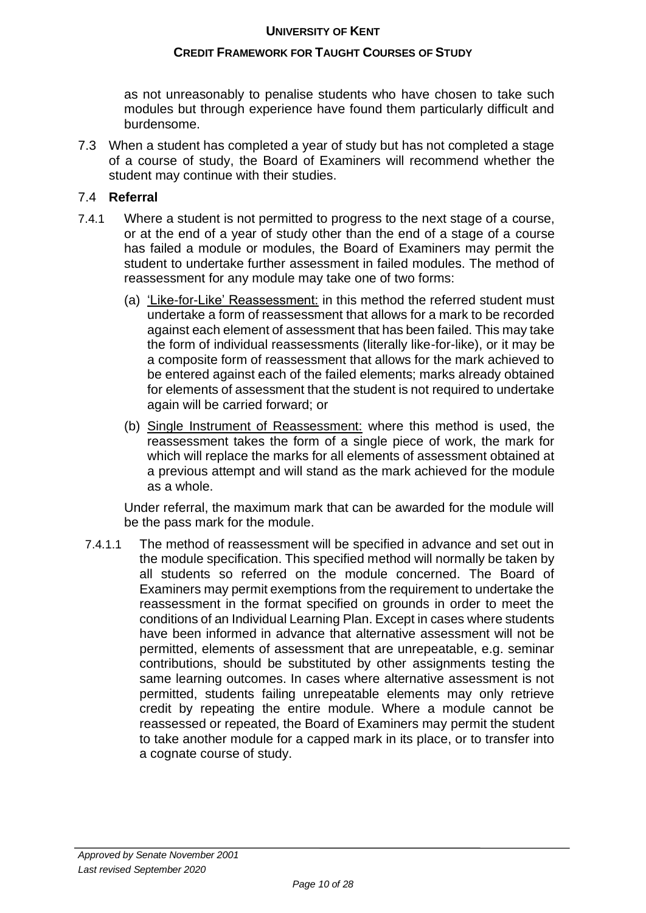as not unreasonably to penalise students who have chosen to take such modules but through experience have found them particularly difficult and burdensome.

7.3 When a student has completed a year of study but has not completed a stage of a course of study, the Board of Examiners will recommend whether the student may continue with their studies.

## 7.4 **Referral**

7.4.1 Where a student is not permitted to progress to the next stage of a course, or at the end of a year of study other than the end of a stage of a course has failed a module or modules, the Board of Examiners may permit the student to undertake further assessment in failed modules. The method of reassessment for any module may take one of two forms:

(a) <u>'Like-for-Like' Reassessment:</u> in this method the referred student must undertake a form of reassessment that allows for a mark to be recorded against each element of assessment that has been failed. This may take the form of individual reassessments (literally like-for-like), or it may be a composite form of reassessment that allows for the mark achieved to be entered against each of the failed elements; marks already obtained for elements of assessment that the student is not required to undertake again will be carried forward; or

(b) <u>Single Instrument of Reassessment:</u> where this method is used, the reassessment takes the form of a single piece of work, the mark for which will replace the marks for all elements of assessment obtained at a previous attempt and will stand as the mark achieved for the module as a whole.

Under referral, the maximum mark that can be awarded for the module will be the pass mark for the module.

7.4.1.1 The method of reassessment will be specified in advance and set out in the module specification. This specified method will normally be taken by all students so referred on the module concerned. The Board of Examiners may permit exemptions from the requirement to undertake the reassessment in the format specified on grounds in order to meet the conditions of an Individual Learning Plan. Except in cases where students have been informed in advance that alternative assessment will not be permitted, elements of assessment that are unrepeatable, e.g. seminar contributions, should be substituted by other assignments testing the same learning outcomes. In cases where alternative assessment is not permitted, students failing unrepeatable elements may only retrieve credit by repeating the entire module. Where a module cannot be reassessed or repeated, the Board of Examiners may permit the student to take another module for a capped mark in its place, or to transfer into a cognate course of study.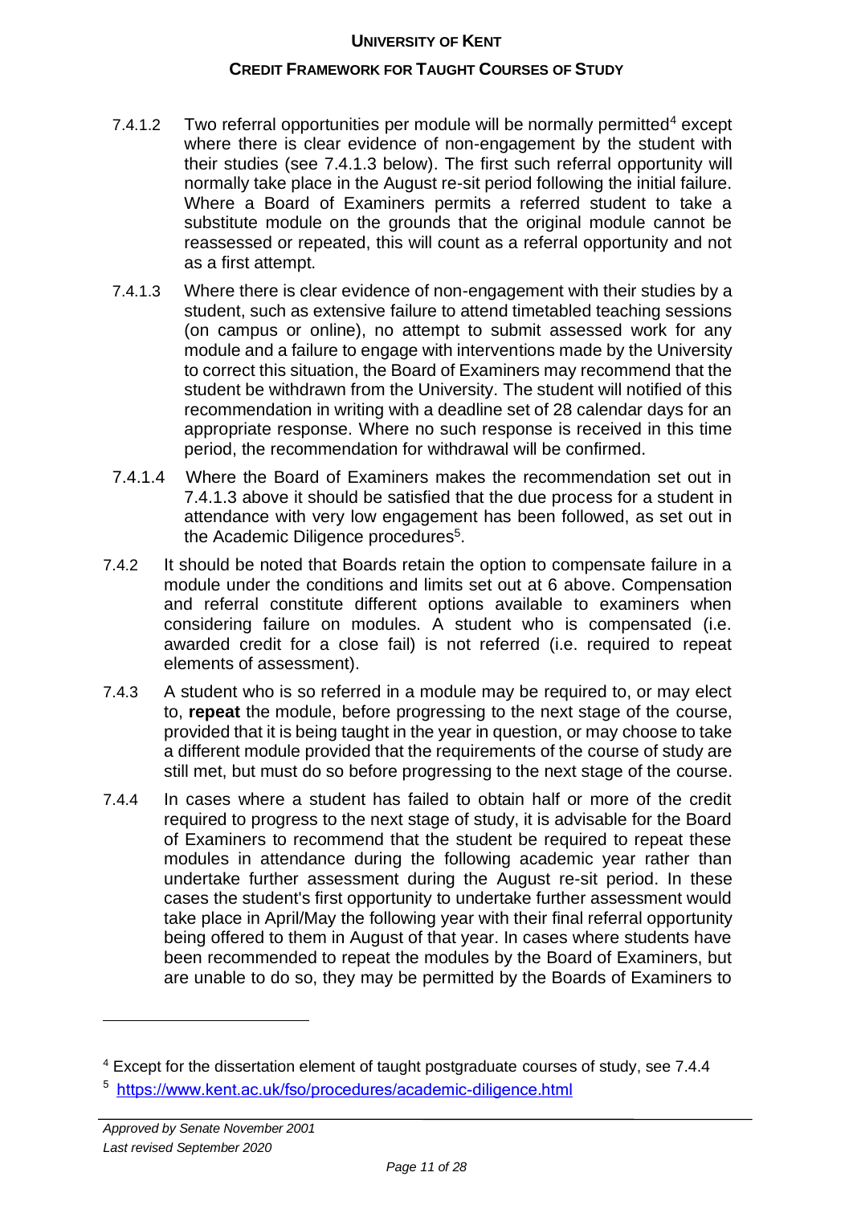7.4.1.2 Two referral opportunities per module will be normally permitted[4] except where there is clear evidence of non-engagement by the student with their studies (see 7.4.1.3 below). The first such referral opportunity will normally take place in the August re-sit period following the initial failure. Where a Board of Examiners permits a referred student to take a substitute module on the grounds that the original module cannot be reassessed or repeated, this will count as a referral opportunity and not as a first attempt.

7.4.1.3 Where there is clear evidence of non-engagement with their studies by a student, such as extensive failure to attend timetabled teaching sessions (on campus or online), no attempt to submit assessed work for any module and a failure to engage with interventions made by the University to correct this situation, the Board of Examiners may recommend that the student be withdrawn from the University. The student will notified of this recommendation in writing with a deadline set of 28 calendar days for an appropriate response. Where no such response is received in this time period, the recommendation for withdrawal will be confirmed.

7.4.1.4 Where the Board of Examiners makes the recommendation set out in 7.4.1.3 above it should be satisfied that the due process for a student in attendance with very low engagement has been followed, as set out in the Academic Diligence procedures[5].

7.4.2 It should be noted that Boards retain the option to compensate failure in a module under the conditions and limits set out at 6 above. Compensation and referral constitute different options available to examiners when considering failure on modules. A student who is compensated (i.e. awarded credit for a close fail) is not referred (i.e. required to repeat elements of assessment).

7.4.3 A student who is so referred in a module may be required to, or may elect to, **repeat** the module, before progressing to the next stage of the course, provided that it is being taught in the year in question, or may choose to take a different module provided that the requirements of the course of study are still met, but must do so before progressing to the next stage of the course.

7.4.4 In cases where a student has failed to obtain half or more of the credit required to progress to the next stage of study, it is advisable for the Board of Examiners to recommend that the student be required to repeat these modules in attendance during the following academic year rather than undertake further assessment during the August re-sit period. In these cases the student's first opportunity to undertake further assessment would take place in April/May the following year with their final referral opportunity being offered to them in August of that year. In cases where students have been recommended to repeat the modules by the Board of Examiners, but are unable to do so, they may be permitted by the Boards of Examiners to

---

[4] Except for the dissertation element of taught postgraduate courses of study, see 7.4.4

[5] https://www.kent.ac.uk/fso/procedures/academic-diligence.html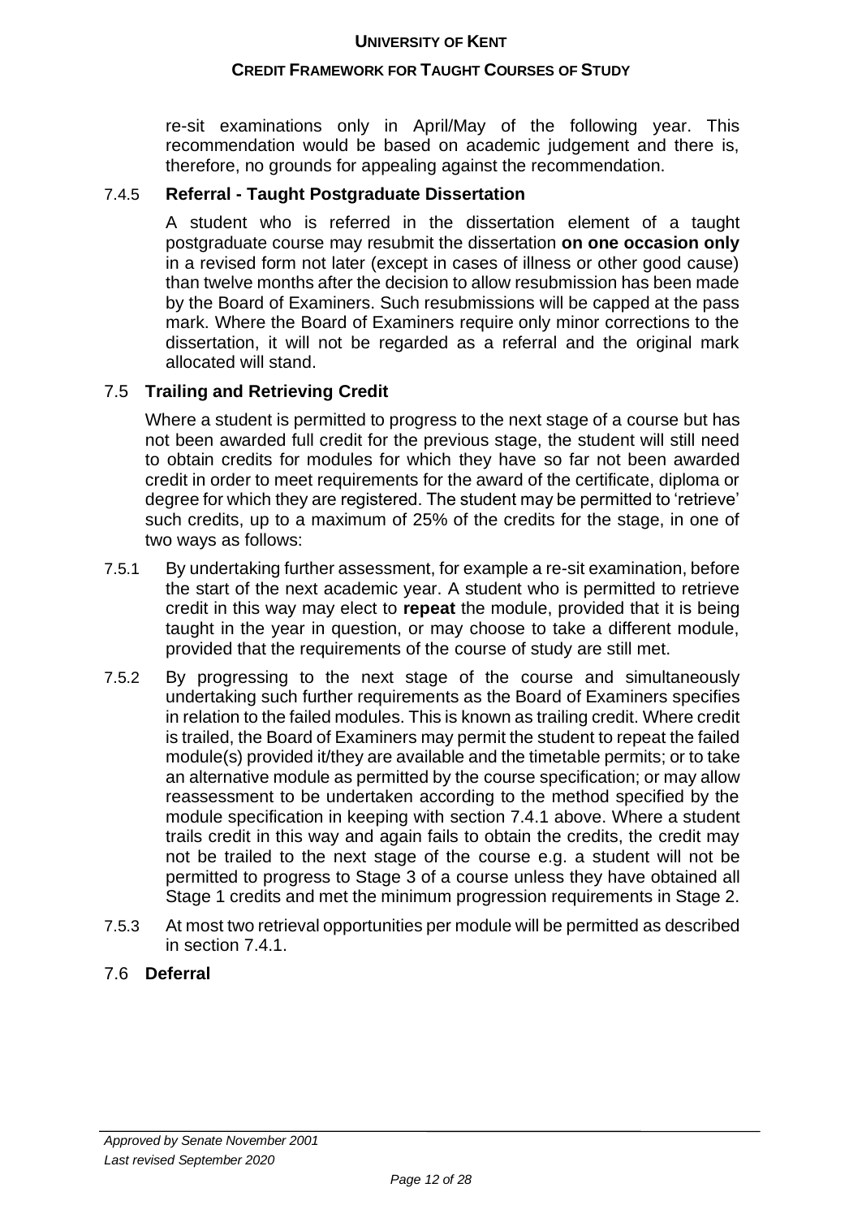re-sit examinations only in April/May of the following year. This recommendation would be based on academic judgement and there is, therefore, no grounds for appealing against the recommendation.

7.4.5 **Referral - Taught Postgraduate Dissertation**

A student who is referred in the dissertation element of a taught postgraduate course may resubmit the dissertation **on one occasion only** in a revised form not later (except in cases of illness or other good cause) than twelve months after the decision to allow resubmission has been made by the Board of Examiners. Such resubmissions will be capped at the pass mark. Where the Board of Examiners require only minor corrections to the dissertation, it will not be regarded as a referral and the original mark allocated will stand.

## 7.5 **Trailing and Retrieving Credit**

Where a student is permitted to progress to the next stage of a course but has not been awarded full credit for the previous stage, the student will still need to obtain credits for modules for which they have so far not been awarded credit in order to meet requirements for the award of the certificate, diploma or degree for which they are registered. The student may be permitted to 'retrieve' such credits, up to a maximum of 25% of the credits for the stage, in one of two ways as follows:

7.5.1 By undertaking further assessment, for example a re-sit examination, before the start of the next academic year. A student who is permitted to retrieve credit in this way may elect to **repeat** the module, provided that it is being taught in the year in question, or may choose to take a different module, provided that the requirements of the course of study are still met.

7.5.2 By progressing to the next stage of the course and simultaneously undertaking such further requirements as the Board of Examiners specifies in relation to the failed modules. This is known as trailing credit. Where credit is trailed, the Board of Examiners may permit the student to repeat the failed module(s) provided it/they are available and the timetable permits; or to take an alternative module as permitted by the course specification; or may allow reassessment to be undertaken according to the method specified by the module specification in keeping with section 7.4.1 above. Where a student trails credit in this way and again fails to obtain the credits, the credit may not be trailed to the next stage of the course e.g. a student will not be permitted to progress to Stage 3 of a course unless they have obtained all Stage 1 credits and met the minimum progression requirements in Stage 2.

7.5.3 At most two retrieval opportunities per module will be permitted as described in section 7.4.1.

## 7.6 **Deferral**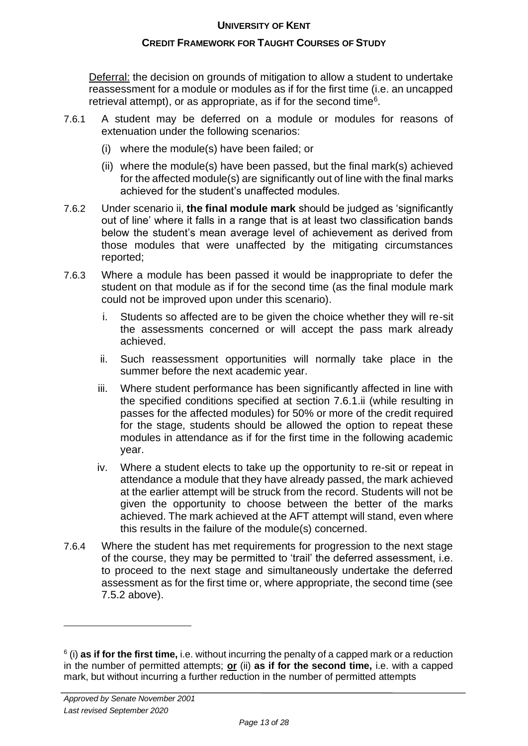<u>Deferral:</u> the decision on grounds of mitigation to allow a student to undertake reassessment for a module or modules as if for the first time (i.e. an uncapped retrieval attempt), or as appropriate, as if for the second time[6].

7.6.1 A student may be deferred on a module or modules for reasons of extenuation under the following scenarios:

(i) where the module(s) have been failed; or

(ii) where the module(s) have been passed, but the final mark(s) achieved for the affected module(s) are significantly out of line with the final marks achieved for the student's unaffected modules.

7.6.2 Under scenario ii, **the final module mark** should be judged as 'significantly out of line' where it falls in a range that is at least two classification bands below the student's mean average level of achievement as derived from those modules that were unaffected by the mitigating circumstances reported;

7.6.3 Where a module has been passed it would be inappropriate to defer the student on that module as if for the second time (as the final module mark could not be improved upon under this scenario).

i. Students so affected are to be given the choice whether they will re-sit the assessments concerned or will accept the pass mark already achieved.

ii. Such reassessment opportunities will normally take place in the summer before the next academic year.

iii. Where student performance has been significantly affected in line with the specified conditions specified at section 7.6.1.ii (while resulting in passes for the affected modules) for 50% or more of the credit required for the stage, students should be allowed the option to repeat these modules in attendance as if for the first time in the following academic year.

iv. Where a student elects to take up the opportunity to re-sit or repeat in attendance a module that they have already passed, the mark achieved at the earlier attempt will be struck from the record. Students will not be given the opportunity to choose between the better of the marks achieved. The mark achieved at the AFT attempt will stand, even where this results in the failure of the module(s) concerned.

7.6.4 Where the student has met requirements for progression to the next stage of the course, they may be permitted to 'trail' the deferred assessment, i.e. to proceed to the next stage and simultaneously undertake the deferred assessment as for the first time or, where appropriate, the second time (see 7.5.2 above).

---

[6] (i) **as if for the first time,** i.e. without incurring the penalty of a capped mark or a reduction in the number of permitted attempts; **<u>or</u>** (ii) **as if for the second time,** i.e. with a capped mark, but without incurring a further reduction in the number of permitted attempts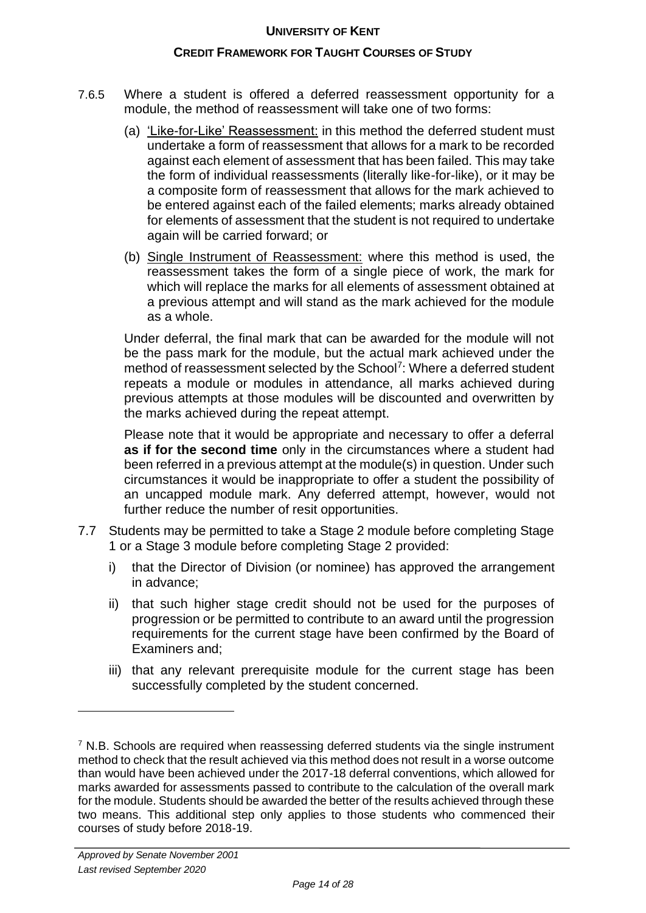7.6.5 Where a student is offered a deferred reassessment opportunity for a module, the method of reassessment will take one of two forms:

(a) 'Like-for-Like' Reassessment: in this method the deferred student must undertake a form of reassessment that allows for a mark to be recorded against each element of assessment that has been failed. This may take the form of individual reassessments (literally like-for-like), or it may be a composite form of reassessment that allows for the mark achieved to be entered against each of the failed elements; marks already obtained for elements of assessment that the student is not required to undertake again will be carried forward; or

(b) Single Instrument of Reassessment: where this method is used, the reassessment takes the form of a single piece of work, the mark for which will replace the marks for all elements of assessment obtained at a previous attempt and will stand as the mark achieved for the module as a whole.

Under deferral, the final mark that can be awarded for the module will not be the pass mark for the module, but the actual mark achieved under the method of reassessment selected by the School[7]: Where a deferred student repeats a module or modules in attendance, all marks achieved during previous attempts at those modules will be discounted and overwritten by the marks achieved during the repeat attempt.

Please note that it would be appropriate and necessary to offer a deferral **as if for the second time** only in the circumstances where a student had been referred in a previous attempt at the module(s) in question. Under such circumstances it would be inappropriate to offer a student the possibility of an uncapped module mark. Any deferred attempt, however, would not further reduce the number of resit opportunities.

7.7 Students may be permitted to take a Stage 2 module before completing Stage 1 or a Stage 3 module before completing Stage 2 provided:

i) that the Director of Division (or nominee) has approved the arrangement in advance;

ii) that such higher stage credit should not be used for the purposes of progression or be permitted to contribute to an award until the progression requirements for the current stage have been confirmed by the Board of Examiners and;

iii) that any relevant prerequisite module for the current stage has been successfully completed by the student concerned.

---

[7] N.B. Schools are required when reassessing deferred students via the single instrument method to check that the result achieved via this method does not result in a worse outcome than would have been achieved under the 2017-18 deferral conventions, which allowed for marks awarded for assessments passed to contribute to the calculation of the overall mark for the module. Students should be awarded the better of the results achieved through these two means. This additional step only applies to those students who commenced their courses of study before 2018-19.

*Approved by Senate November 2001*
*Last revised September 2020*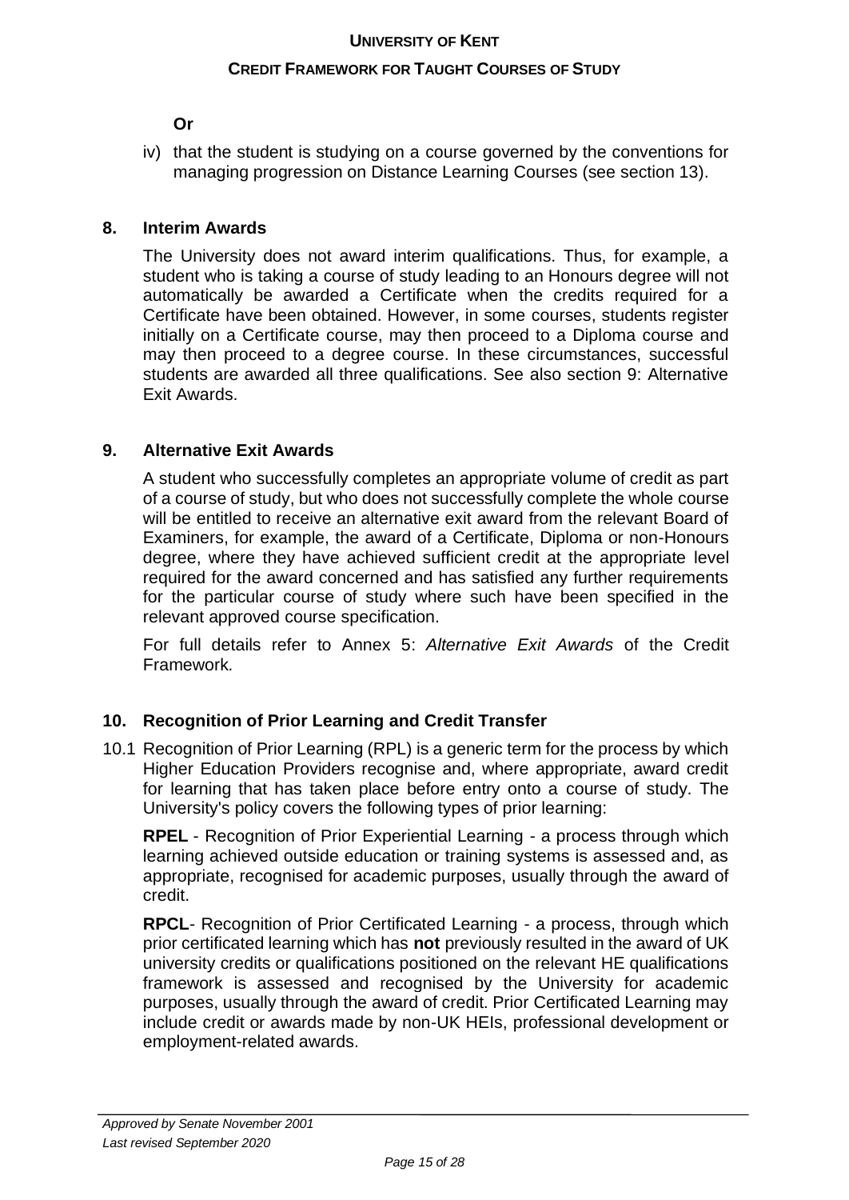**Or**

iv) that the student is studying on a course governed by the conventions for managing progression on Distance Learning Courses (see section 13).

## 8. Interim Awards

The University does not award interim qualifications. Thus, for example, a student who is taking a course of study leading to an Honours degree will not automatically be awarded a Certificate when the credits required for a Certificate have been obtained. However, in some courses, students register initially on a Certificate course, may then proceed to a Diploma course and may then proceed to a degree course. In these circumstances, successful students are awarded all three qualifications. See also section 9: Alternative Exit Awards.

## 9. Alternative Exit Awards

A student who successfully completes an appropriate volume of credit as part of a course of study, but who does not successfully complete the whole course will be entitled to receive an alternative exit award from the relevant Board of Examiners, for example, the award of a Certificate, Diploma or non-Honours degree, where they have achieved sufficient credit at the appropriate level required for the award concerned and has satisfied any further requirements for the particular course of study where such have been specified in the relevant approved course specification.

For full details refer to Annex 5: *Alternative Exit Awards* of the Credit Framework.

## 10. Recognition of Prior Learning and Credit Transfer

10.1 Recognition of Prior Learning (RPL) is a generic term for the process by which Higher Education Providers recognise and, where appropriate, award credit for learning that has taken place before entry onto a course of study. The University's policy covers the following types of prior learning:

**RPEL** - Recognition of Prior Experiential Learning - a process through which learning achieved outside education or training systems is assessed and, as appropriate, recognised for academic purposes, usually through the award of credit.

**RPCL**- Recognition of Prior Certificated Learning - a process, through which prior certificated learning which has **not** previously resulted in the award of UK university credits or qualifications positioned on the relevant HE qualifications framework is assessed and recognised by the University for academic purposes, usually through the award of credit. Prior Certificated Learning may include credit or awards made by non-UK HEIs, professional development or employment-related awards.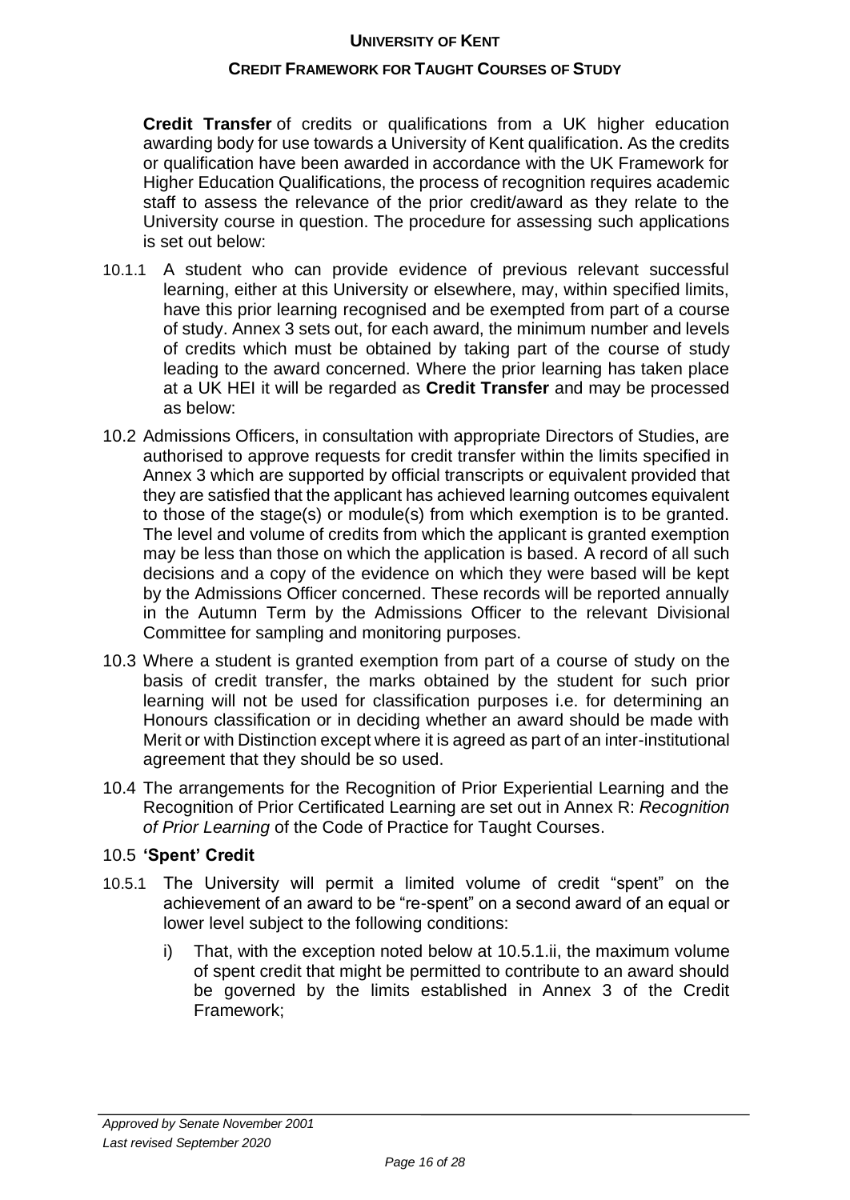**Credit Transfer** of credits or qualifications from a UK higher education awarding body for use towards a University of Kent qualification. As the credits or qualification have been awarded in accordance with the UK Framework for Higher Education Qualifications, the process of recognition requires academic staff to assess the relevance of the prior credit/award as they relate to the University course in question. The procedure for assessing such applications is set out below:

10.1.1 A student who can provide evidence of previous relevant successful learning, either at this University or elsewhere, may, within specified limits, have this prior learning recognised and be exempted from part of a course of study. Annex 3 sets out, for each award, the minimum number and levels of credits which must be obtained by taking part of the course of study leading to the award concerned. Where the prior learning has taken place at a UK HEI it will be regarded as **Credit Transfer** and may be processed as below:

10.2 Admissions Officers, in consultation with appropriate Directors of Studies, are authorised to approve requests for credit transfer within the limits specified in Annex 3 which are supported by official transcripts or equivalent provided that they are satisfied that the applicant has achieved learning outcomes equivalent to those of the stage(s) or module(s) from which exemption is to be granted. The level and volume of credits from which the applicant is granted exemption may be less than those on which the application is based. A record of all such decisions and a copy of the evidence on which they were based will be kept by the Admissions Officer concerned. These records will be reported annually in the Autumn Term by the Admissions Officer to the relevant Divisional Committee for sampling and monitoring purposes.

10.3 Where a student is granted exemption from part of a course of study on the basis of credit transfer, the marks obtained by the student for such prior learning will not be used for classification purposes i.e. for determining an Honours classification or in deciding whether an award should be made with Merit or with Distinction except where it is agreed as part of an inter-institutional agreement that they should be so used.

10.4 The arrangements for the Recognition of Prior Experiential Learning and the Recognition of Prior Certificated Learning are set out in Annex R: *Recognition of Prior Learning* of the Code of Practice for Taught Courses.

### 10.5 'Spent' Credit

10.5.1 The University will permit a limited volume of credit "spent" on the achievement of an award to be "re-spent" on a second award of an equal or lower level subject to the following conditions:

i) That, with the exception noted below at 10.5.1.ii, the maximum volume of spent credit that might be permitted to contribute to an award should be governed by the limits established in Annex 3 of the Credit Framework;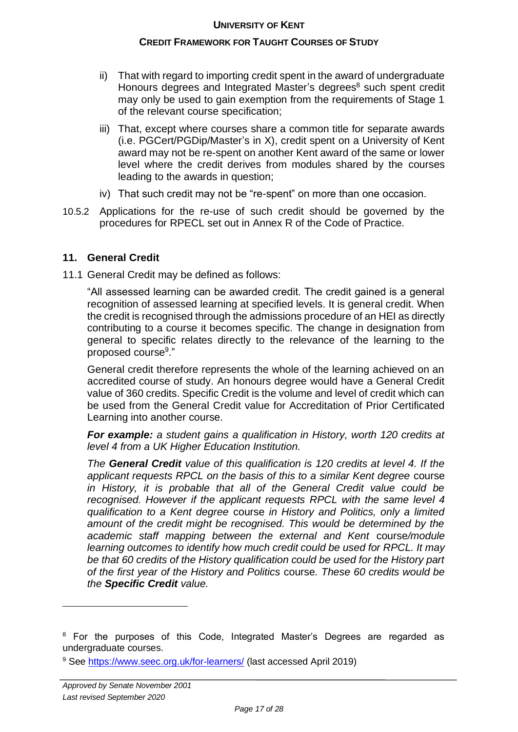ii) That with regard to importing credit spent in the award of undergraduate Honours degrees and Integrated Master's degrees[8] such spent credit may only be used to gain exemption from the requirements of Stage 1 of the relevant course specification;

iii) That, except where courses share a common title for separate awards (i.e. PGCert/PGDip/Master's in X), credit spent on a University of Kent award may not be re-spent on another Kent award of the same or lower level where the credit derives from modules shared by the courses leading to the awards in question;

iv) That such credit may not be "re-spent" on more than one occasion.

10.5.2 Applications for the re-use of such credit should be governed by the procedures for RPECL set out in Annex R of the Code of Practice.

## 11. General Credit

11.1 General Credit may be defined as follows:

"All assessed learning can be awarded credit. The credit gained is a general recognition of assessed learning at specified levels. It is general credit. When the credit is recognised through the admissions procedure of an HEI as directly contributing to a course it becomes specific. The change in designation from general to specific relates directly to the relevance of the learning to the proposed course[9]."

General credit therefore represents the whole of the learning achieved on an accredited course of study. An honours degree would have a General Credit value of 360 credits. Specific Credit is the volume and level of credit which can be used from the General Credit value for Accreditation of Prior Certificated Learning into another course.

***For example:*** *a student gains a qualification in History, worth 120 credits at level 4 from a UK Higher Education Institution.*

*The **General Credit** value of this qualification is 120 credits at level 4. If the applicant requests RPCL on the basis of this to a similar Kent degree* course *in History, it is probable that all of the General Credit value could be recognised. However if the applicant requests RPCL with the same level 4 qualification to a Kent degree* course *in History and Politics, only a limited amount of the credit might be recognised. This would be determined by the academic staff mapping between the external and Kent* course*/module learning outcomes to identify how much credit could be used for RPCL. It may be that 60 credits of the History qualification could be used for the History part of the first year of the History and Politics* course*. These 60 credits would be the **Specific Credit** value.*

---

[8] For the purposes of this Code, Integrated Master's Degrees are regarded as undergraduate courses.

[9] See https://www.seec.org.uk/for-learners/ (last accessed April 2019)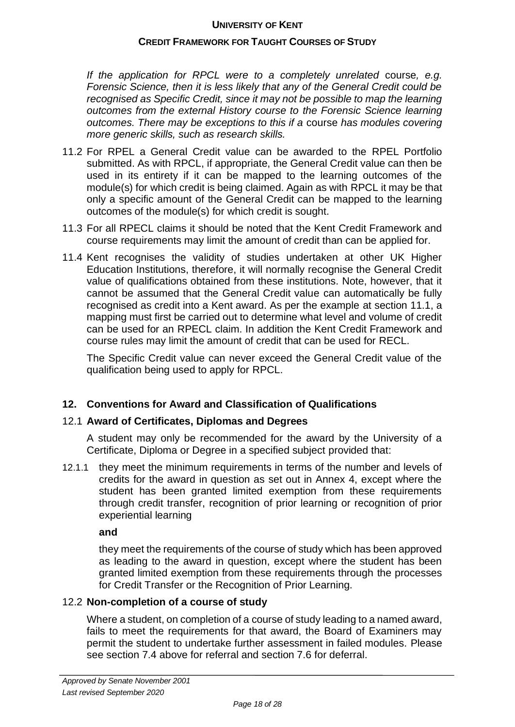*If the application for RPCL were to a completely unrelated* course*, e.g. Forensic Science, then it is less likely that any of the General Credit could be recognised as Specific Credit, since it may not be possible to map the learning outcomes from the external History course to the Forensic Science learning outcomes. There may be exceptions to this if a* course *has modules covering more generic skills, such as research skills.*

11.2 For RPEL a General Credit value can be awarded to the RPEL Portfolio submitted. As with RPCL, if appropriate, the General Credit value can then be used in its entirety if it can be mapped to the learning outcomes of the module(s) for which credit is being claimed. Again as with RPCL it may be that only a specific amount of the General Credit can be mapped to the learning outcomes of the module(s) for which credit is sought.

11.3 For all RPECL claims it should be noted that the Kent Credit Framework and course requirements may limit the amount of credit than can be applied for.

11.4 Kent recognises the validity of studies undertaken at other UK Higher Education Institutions, therefore, it will normally recognise the General Credit value of qualifications obtained from these institutions. Note, however, that it cannot be assumed that the General Credit value can automatically be fully recognised as credit into a Kent award. As per the example at section 11.1, a mapping must first be carried out to determine what level and volume of credit can be used for an RPECL claim. In addition the Kent Credit Framework and course rules may limit the amount of credit that can be used for RECL.

The Specific Credit value can never exceed the General Credit value of the qualification being used to apply for RPCL.

## 12. Conventions for Award and Classification of Qualifications

### 12.1 Award of Certificates, Diplomas and Degrees

A student may only be recommended for the award by the University of a Certificate, Diploma or Degree in a specified subject provided that:

12.1.1 they meet the minimum requirements in terms of the number and levels of credits for the award in question as set out in Annex 4, except where the student has been granted limited exemption from these requirements through credit transfer, recognition of prior learning or recognition of prior experiential learning

**and**

they meet the requirements of the course of study which has been approved as leading to the award in question, except where the student has been granted limited exemption from these requirements through the processes for Credit Transfer or the Recognition of Prior Learning.

### 12.2 Non-completion of a course of study

Where a student, on completion of a course of study leading to a named award, fails to meet the requirements for that award, the Board of Examiners may permit the student to undertake further assessment in failed modules. Please see section 7.4 above for referral and section 7.6 for deferral.

*Approved by Senate November 2001*
*Last revised September 2020*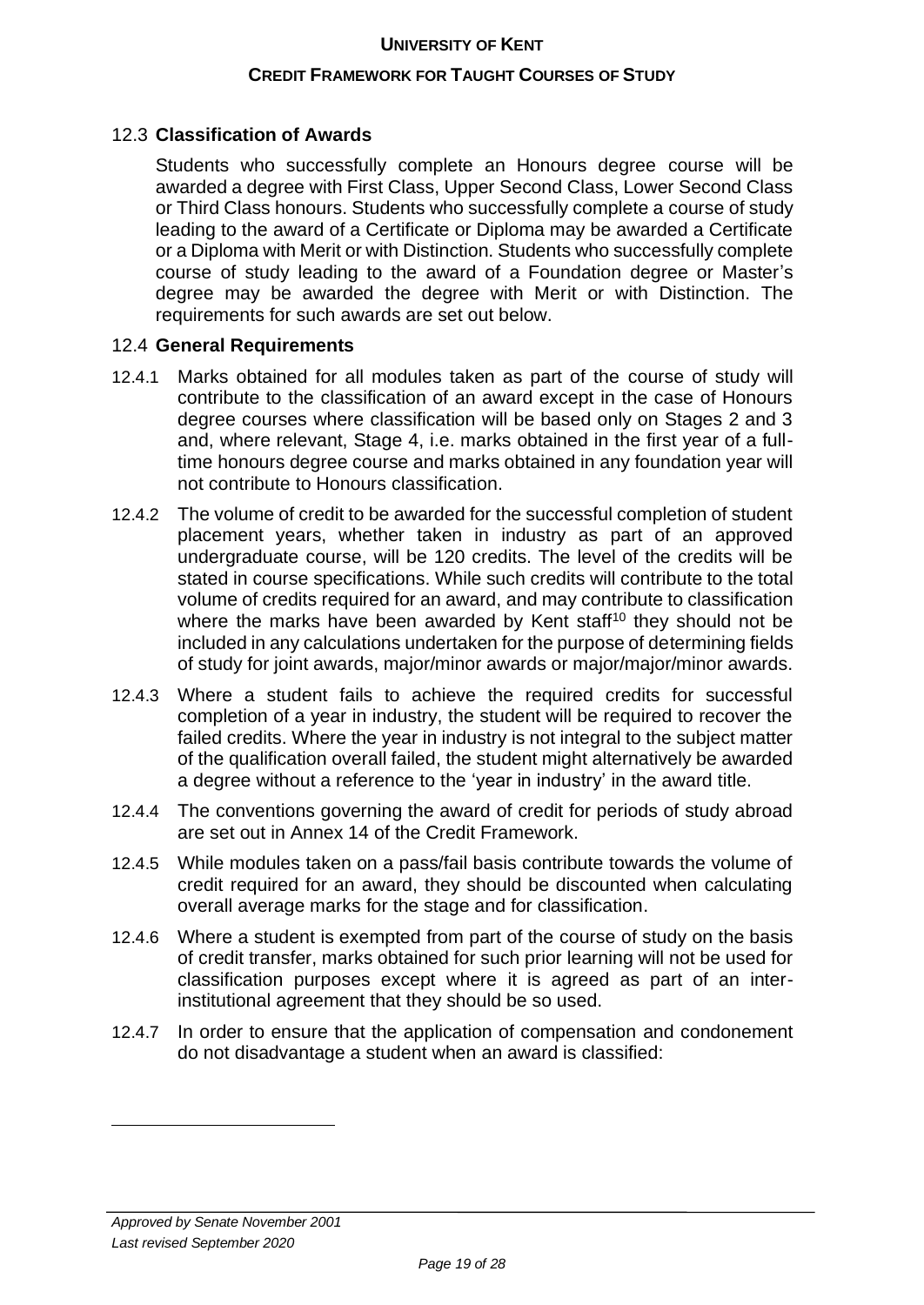## 12.3 **Classification of Awards**

Students who successfully complete an Honours degree course will be awarded a degree with First Class, Upper Second Class, Lower Second Class or Third Class honours. Students who successfully complete a course of study leading to the award of a Certificate or Diploma may be awarded a Certificate or a Diploma with Merit or with Distinction. Students who successfully complete course of study leading to the award of a Foundation degree or Master's degree may be awarded the degree with Merit or with Distinction. The requirements for such awards are set out below.

## 12.4 **General Requirements**

12.4.1 Marks obtained for all modules taken as part of the course of study will contribute to the classification of an award except in the case of Honours degree courses where classification will be based only on Stages 2 and 3 and, where relevant, Stage 4, i.e. marks obtained in the first year of a full-time honours degree course and marks obtained in any foundation year will not contribute to Honours classification.

12.4.2 The volume of credit to be awarded for the successful completion of student placement years, whether taken in industry as part of an approved undergraduate course, will be 120 credits. The level of the credits will be stated in course specifications. While such credits will contribute to the total volume of credits required for an award, and may contribute to classification where the marks have been awarded by Kent staff[10] they should not be included in any calculations undertaken for the purpose of determining fields of study for joint awards, major/minor awards or major/major/minor awards.

12.4.3 Where a student fails to achieve the required credits for successful completion of a year in industry, the student will be required to recover the failed credits. Where the year in industry is not integral to the subject matter of the qualification overall failed, the student might alternatively be awarded a degree without a reference to the 'year in industry' in the award title.

12.4.4 The conventions governing the award of credit for periods of study abroad are set out in Annex 14 of the Credit Framework.

12.4.5 While modules taken on a pass/fail basis contribute towards the volume of credit required for an award, they should be discounted when calculating overall average marks for the stage and for classification.

12.4.6 Where a student is exempted from part of the course of study on the basis of credit transfer, marks obtained for such prior learning will not be used for classification purposes except where it is agreed as part of an inter-institutional agreement that they should be so used.

12.4.7 In order to ensure that the application of compensation and condonement do not disadvantage a student when an award is classified: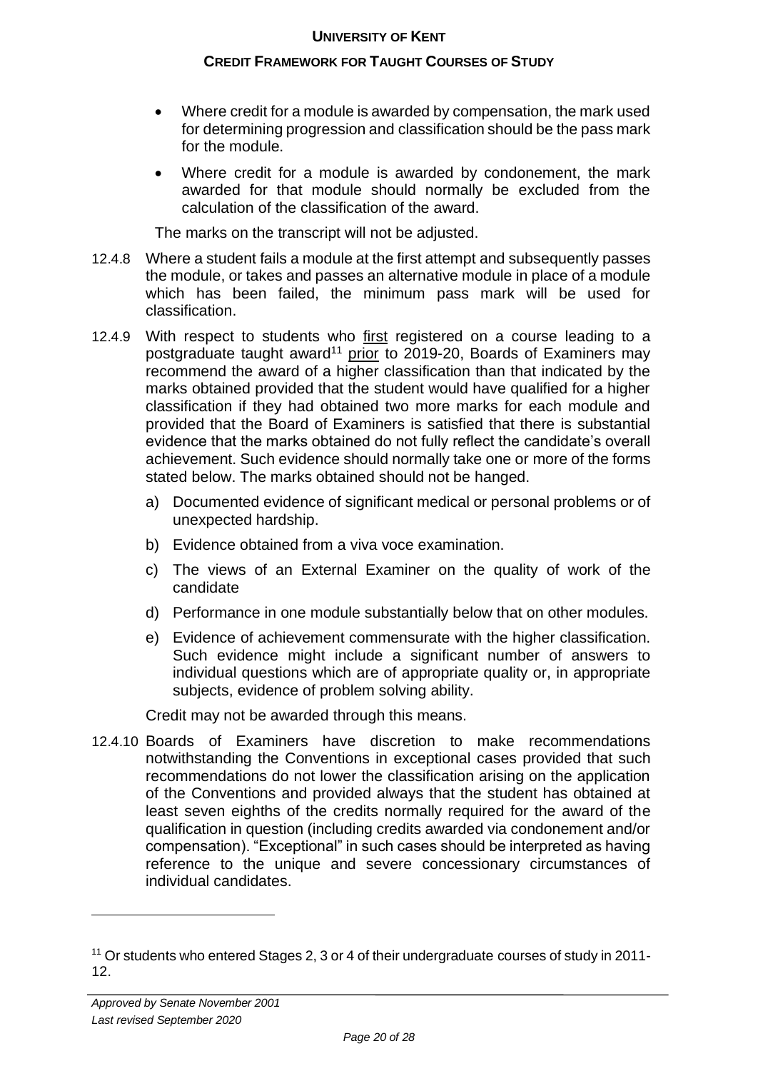- Where credit for a module is awarded by compensation, the mark used for determining progression and classification should be the pass mark for the module.
- Where credit for a module is awarded by condonement, the mark awarded for that module should normally be excluded from the calculation of the classification of the award.

The marks on the transcript will not be adjusted.

12.4.8 Where a student fails a module at the first attempt and subsequently passes the module, or takes and passes an alternative module in place of a module which has been failed, the minimum pass mark will be used for classification.

12.4.9 With respect to students who first registered on a course leading to a postgraduate taught award[11] prior to 2019-20, Boards of Examiners may recommend the award of a higher classification than that indicated by the marks obtained provided that the student would have qualified for a higher classification if they had obtained two more marks for each module and provided that the Board of Examiners is satisfied that there is substantial evidence that the marks obtained do not fully reflect the candidate's overall achievement. Such evidence should normally take one or more of the forms stated below. The marks obtained should not be hanged.

a) Documented evidence of significant medical or personal problems or of unexpected hardship.

b) Evidence obtained from a viva voce examination.

c) The views of an External Examiner on the quality of work of the candidate

d) Performance in one module substantially below that on other modules.

e) Evidence of achievement commensurate with the higher classification. Such evidence might include a significant number of answers to individual questions which are of appropriate quality or, in appropriate subjects, evidence of problem solving ability.

Credit may not be awarded through this means.

12.4.10 Boards of Examiners have discretion to make recommendations notwithstanding the Conventions in exceptional cases provided that such recommendations do not lower the classification arising on the application of the Conventions and provided always that the student has obtained at least seven eighths of the credits normally required for the award of the qualification in question (including credits awarded via condonement and/or compensation). "Exceptional" in such cases should be interpreted as having reference to the unique and severe concessionary circumstances of individual candidates.

[11] Or students who entered Stages 2, 3 or 4 of their undergraduate courses of study in 2011-12.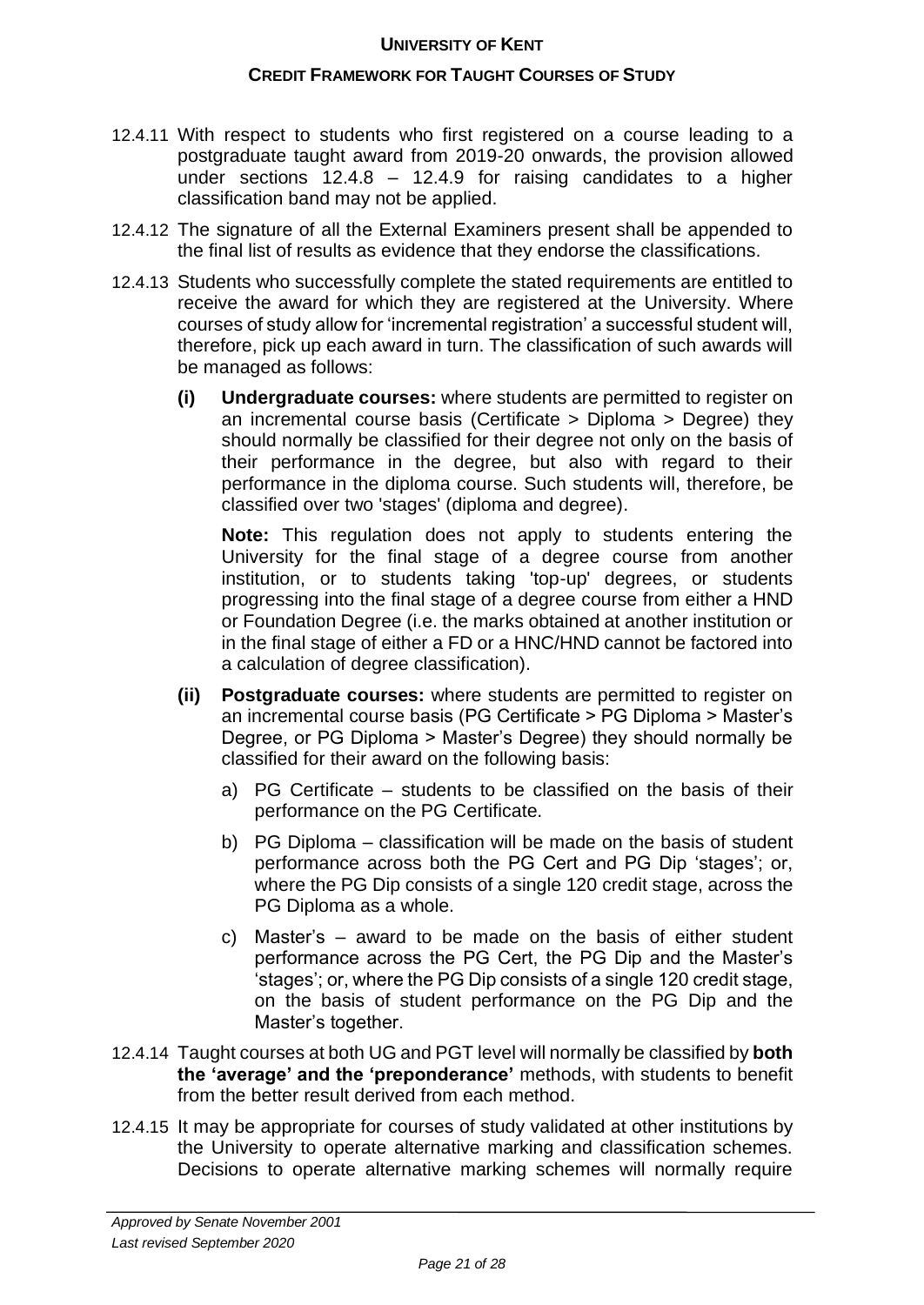12.4.11 With respect to students who first registered on a course leading to a postgraduate taught award from 2019-20 onwards, the provision allowed under sections 12.4.8 – 12.4.9 for raising candidates to a higher classification band may not be applied.

12.4.12 The signature of all the External Examiners present shall be appended to the final list of results as evidence that they endorse the classifications.

12.4.13 Students who successfully complete the stated requirements are entitled to receive the award for which they are registered at the University. Where courses of study allow for 'incremental registration' a successful student will, therefore, pick up each award in turn. The classification of such awards will be managed as follows:

**(i) Undergraduate courses:** where students are permitted to register on an incremental course basis (Certificate > Diploma > Degree) they should normally be classified for their degree not only on the basis of their performance in the degree, but also with regard to their performance in the diploma course. Such students will, therefore, be classified over two 'stages' (diploma and degree).

**Note:** This regulation does not apply to students entering the University for the final stage of a degree course from another institution, or to students taking 'top-up' degrees, or students progressing into the final stage of a degree course from either a HND or Foundation Degree (i.e. the marks obtained at another institution or in the final stage of either a FD or a HNC/HND cannot be factored into a calculation of degree classification).

**(ii) Postgraduate courses:** where students are permitted to register on an incremental course basis (PG Certificate > PG Diploma > Master's Degree, or PG Diploma > Master's Degree) they should normally be classified for their award on the following basis:

a) PG Certificate – students to be classified on the basis of their performance on the PG Certificate.

b) PG Diploma – classification will be made on the basis of student performance across both the PG Cert and PG Dip 'stages'; or, where the PG Dip consists of a single 120 credit stage, across the PG Diploma as a whole.

c) Master's – award to be made on the basis of either student performance across the PG Cert, the PG Dip and the Master's 'stages'; or, where the PG Dip consists of a single 120 credit stage, on the basis of student performance on the PG Dip and the Master's together.

12.4.14 Taught courses at both UG and PGT level will normally be classified by **both the 'average' and the 'preponderance'** methods, with students to benefit from the better result derived from each method.

12.4.15 It may be appropriate for courses of study validated at other institutions by the University to operate alternative marking and classification schemes. Decisions to operate alternative marking schemes will normally require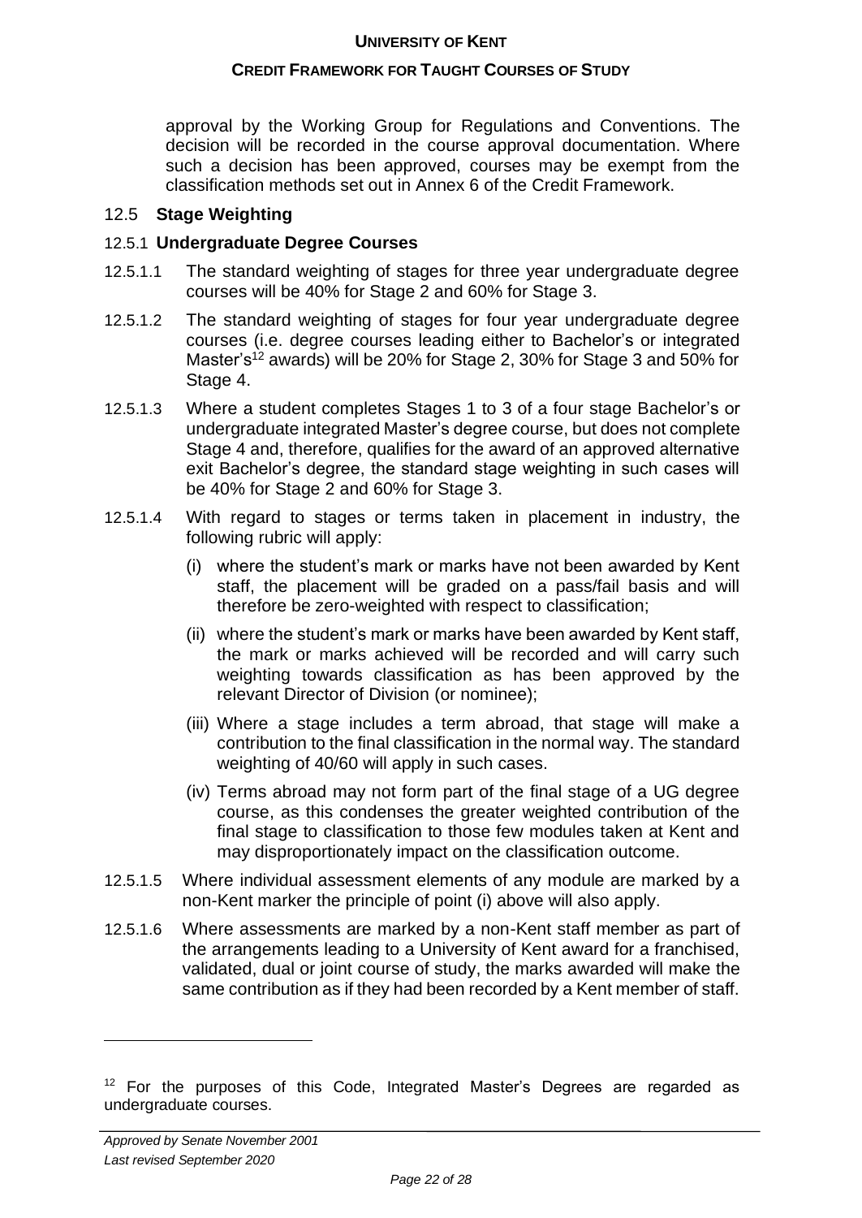approval by the Working Group for Regulations and Conventions. The decision will be recorded in the course approval documentation. Where such a decision has been approved, courses may be exempt from the classification methods set out in Annex 6 of the Credit Framework.

## 12.5 **Stage Weighting**

### 12.5.1 **Undergraduate Degree Courses**

12.5.1.1 The standard weighting of stages for three year undergraduate degree courses will be 40% for Stage 2 and 60% for Stage 3.

12.5.1.2 The standard weighting of stages for four year undergraduate degree courses (i.e. degree courses leading either to Bachelor's or integrated Master's[12] awards) will be 20% for Stage 2, 30% for Stage 3 and 50% for Stage 4.

12.5.1.3 Where a student completes Stages 1 to 3 of a four stage Bachelor's or undergraduate integrated Master's degree course, but does not complete Stage 4 and, therefore, qualifies for the award of an approved alternative exit Bachelor's degree, the standard stage weighting in such cases will be 40% for Stage 2 and 60% for Stage 3.

12.5.1.4 With regard to stages or terms taken in placement in industry, the following rubric will apply:

(i) where the student's mark or marks have not been awarded by Kent staff, the placement will be graded on a pass/fail basis and will therefore be zero-weighted with respect to classification;

(ii) where the student's mark or marks have been awarded by Kent staff, the mark or marks achieved will be recorded and will carry such weighting towards classification as has been approved by the relevant Director of Division (or nominee);

(iii) Where a stage includes a term abroad, that stage will make a contribution to the final classification in the normal way. The standard weighting of 40/60 will apply in such cases.

(iv) Terms abroad may not form part of the final stage of a UG degree course, as this condenses the greater weighted contribution of the final stage to classification to those few modules taken at Kent and may disproportionately impact on the classification outcome.

12.5.1.5 Where individual assessment elements of any module are marked by a non-Kent marker the principle of point (i) above will also apply.

12.5.1.6 Where assessments are marked by a non-Kent staff member as part of the arrangements leading to a University of Kent award for a franchised, validated, dual or joint course of study, the marks awarded will make the same contribution as if they had been recorded by a Kent member of staff.

---

[12] For the purposes of this Code, Integrated Master's Degrees are regarded as undergraduate courses.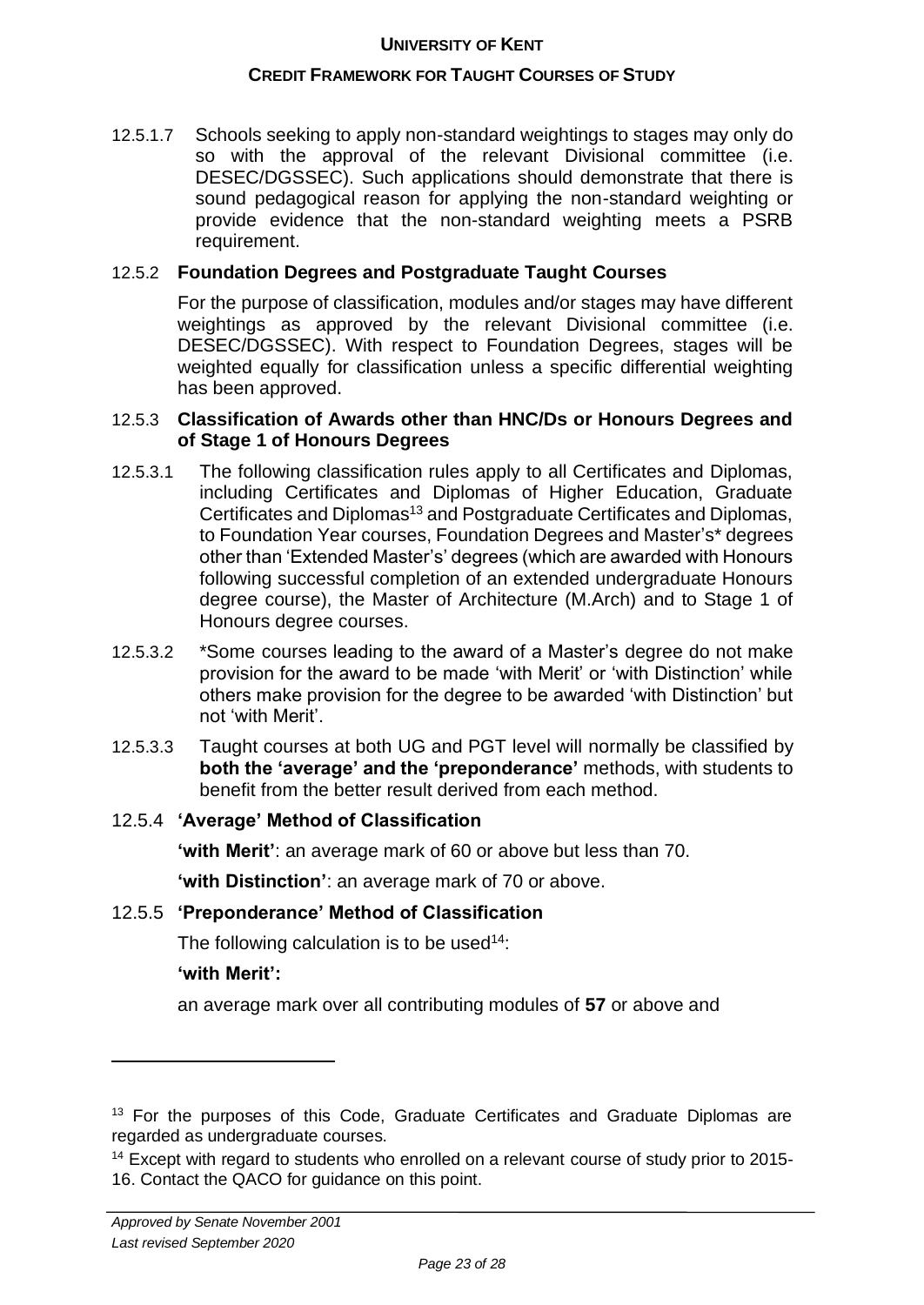12.5.1.7 Schools seeking to apply non-standard weightings to stages may only do so with the approval of the relevant Divisional committee (i.e. DESEC/DGSSEC). Such applications should demonstrate that there is sound pedagogical reason for applying the non-standard weighting or provide evidence that the non-standard weighting meets a PSRB requirement.

### 12.5.2 **Foundation Degrees and Postgraduate Taught Courses**

For the purpose of classification, modules and/or stages may have different weightings as approved by the relevant Divisional committee (i.e. DESEC/DGSSEC). With respect to Foundation Degrees, stages will be weighted equally for classification unless a specific differential weighting has been approved.

### 12.5.3 **Classification of Awards other than HNC/Ds or Honours Degrees and of Stage 1 of Honours Degrees**

12.5.3.1 The following classification rules apply to all Certificates and Diplomas, including Certificates and Diplomas of Higher Education, Graduate Certificates and Diplomas[13] and Postgraduate Certificates and Diplomas, to Foundation Year courses, Foundation Degrees and Master's* degrees other than 'Extended Master's' degrees (which are awarded with Honours following successful completion of an extended undergraduate Honours degree course), the Master of Architecture (M.Arch) and to Stage 1 of Honours degree courses.

12.5.3.2 *Some courses leading to the award of a Master's degree do not make provision for the award to be made 'with Merit' or 'with Distinction' while others make provision for the degree to be awarded 'with Distinction' but not 'with Merit'.

12.5.3.3 Taught courses at both UG and PGT level will normally be classified by **both the 'average' and the 'preponderance'** methods, with students to benefit from the better result derived from each method.

### 12.5.4 **'Average' Method of Classification**

**'with Merit'**: an average mark of 60 or above but less than 70.

**'with Distinction'**: an average mark of 70 or above.

### 12.5.5 **'Preponderance' Method of Classification**

The following calculation is to be used[14]:

**'with Merit':**

an average mark over all contributing modules of **57** or above and

---

[13] For the purposes of this Code, Graduate Certificates and Graduate Diplomas are regarded as undergraduate courses.

[14] Except with regard to students who enrolled on a relevant course of study prior to 2015-16. Contact the QACO for guidance on this point.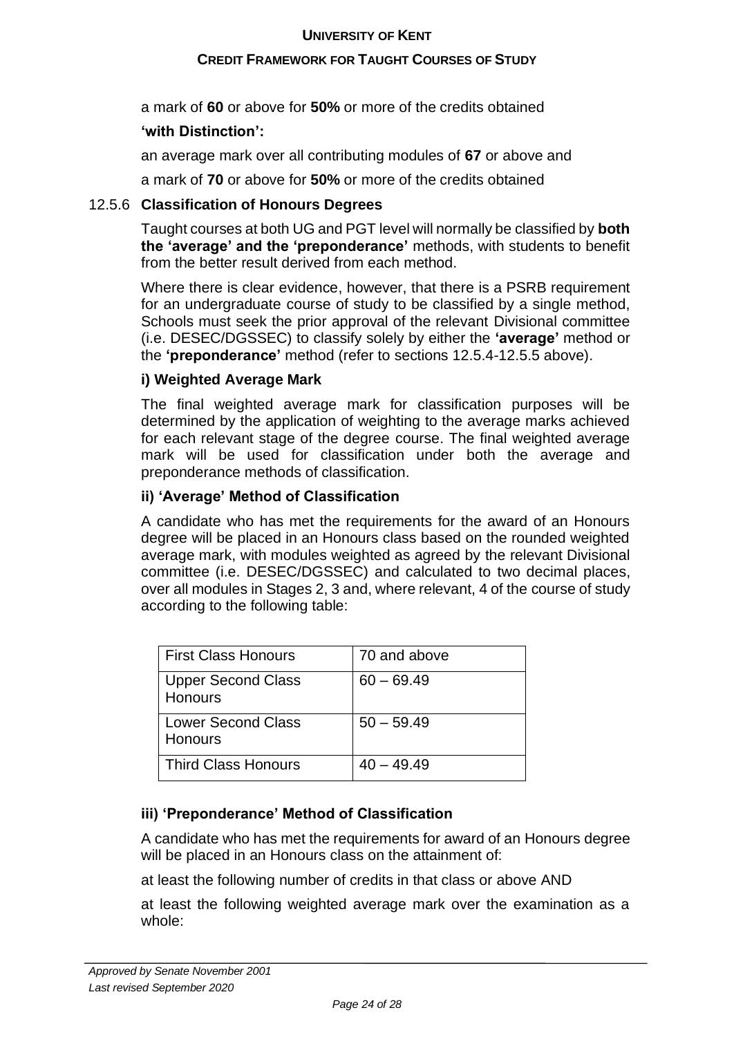a mark of **60** or above for **50%** or more of the credits obtained

**'with Distinction':**

an average mark over all contributing modules of **67** or above and

a mark of **70** or above for **50%** or more of the credits obtained

### 12.5.6 Classification of Honours Degrees

Taught courses at both UG and PGT level will normally be classified by **both the 'average' and the 'preponderance'** methods, with students to benefit from the better result derived from each method.

Where there is clear evidence, however, that there is a PSRB requirement for an undergraduate course of study to be classified by a single method, Schools must seek the prior approval of the relevant Divisional committee (i.e. DESEC/DGSSEC) to classify solely by either the **'average'** method or the **'preponderance'** method (refer to sections 12.5.4-12.5.5 above).

#### i) Weighted Average Mark

The final weighted average mark for classification purposes will be determined by the application of weighting to the average marks achieved for each relevant stage of the degree course. The final weighted average mark will be used for classification under both the average and preponderance methods of classification.

#### ii) 'Average' Method of Classification

A candidate who has met the requirements for the award of an Honours degree will be placed in an Honours class based on the rounded weighted average mark, with modules weighted as agreed by the relevant Divisional committee (i.e. DESEC/DGSSEC) and calculated to two decimal places, over all modules in Stages 2, 3 and, where relevant, 4 of the course of study according to the following table:

| | |
|---|---|
| First Class Honours | 70 and above |
| Upper Second Class Honours | 60 – 69.49 |
| Lower Second Class Honours | 50 – 59.49 |
| Third Class Honours | 40 – 49.49 |

#### iii) 'Preponderance' Method of Classification

A candidate who has met the requirements for award of an Honours degree will be placed in an Honours class on the attainment of:

at least the following number of credits in that class or above AND

at least the following weighted average mark over the examination as a whole:

*Approved by Senate November 2001*
*Last revised September 2020*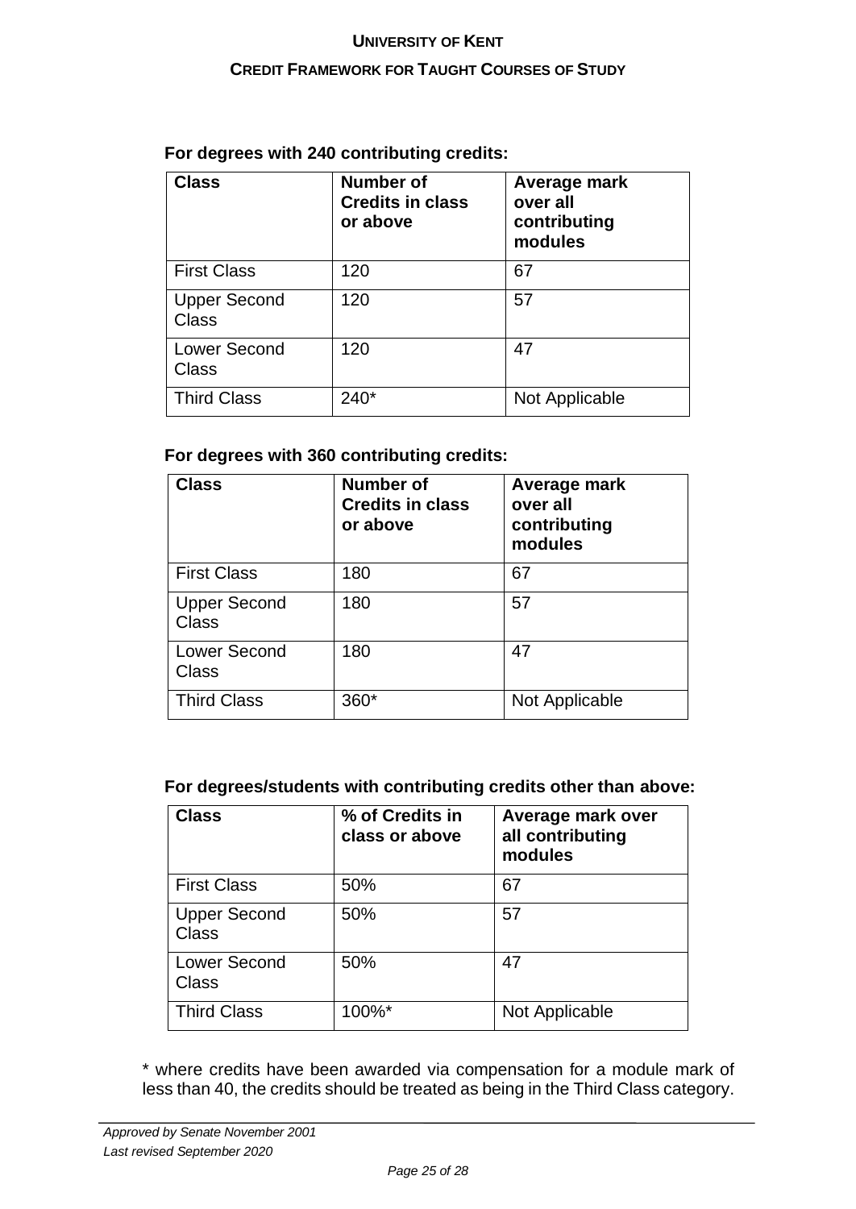**For degrees with 240 contributing credits:**

| Class | Number of Credits in class or above | Average mark over all contributing modules |
|---|---|---|
| First Class | 120 | 67 |
| Upper Second Class | 120 | 57 |
| Lower Second Class | 120 | 47 |
| Third Class | 240* | Not Applicable |

**For degrees with 360 contributing credits:**

| Class | Number of Credits in class or above | Average mark over all contributing modules |
|---|---|---|
| First Class | 180 | 67 |
| Upper Second Class | 180 | 57 |
| Lower Second Class | 180 | 47 |
| Third Class | 360* | Not Applicable |

**For degrees/students with contributing credits other than above:**

| Class | % of Credits in class or above | Average mark over all contributing modules |
|---|---|---|
| First Class | 50% | 67 |
| Upper Second Class | 50% | 57 |
| Lower Second Class | 50% | 47 |
| Third Class | 100%* | Not Applicable |

* where credits have been awarded via compensation for a module mark of less than 40, the credits should be treated as being in the Third Class category.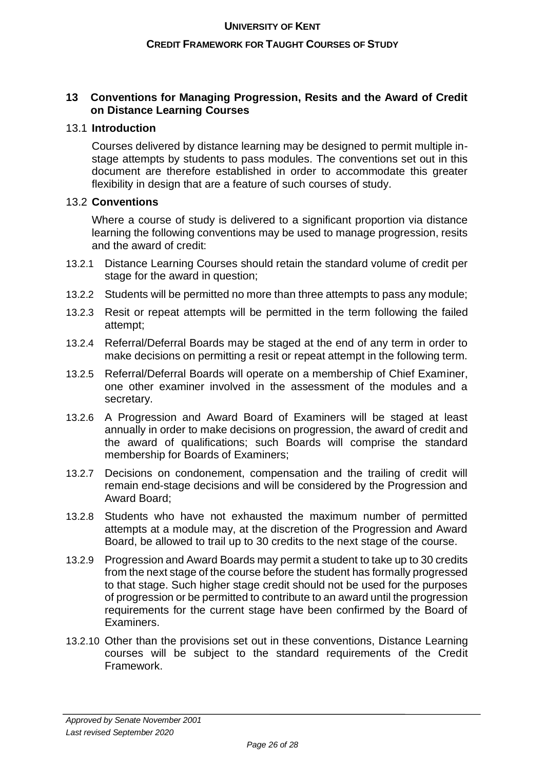## 13 Conventions for Managing Progression, Resits and the Award of Credit on Distance Learning Courses

### 13.1 Introduction

Courses delivered by distance learning may be designed to permit multiple in-stage attempts by students to pass modules. The conventions set out in this document are therefore established in order to accommodate this greater flexibility in design that are a feature of such courses of study.

### 13.2 Conventions

Where a course of study is delivered to a significant proportion via distance learning the following conventions may be used to manage progression, resits and the award of credit:

13.2.1 Distance Learning Courses should retain the standard volume of credit per stage for the award in question;

13.2.2 Students will be permitted no more than three attempts to pass any module;

13.2.3 Resit or repeat attempts will be permitted in the term following the failed attempt;

13.2.4 Referral/Deferral Boards may be staged at the end of any term in order to make decisions on permitting a resit or repeat attempt in the following term.

13.2.5 Referral/Deferral Boards will operate on a membership of Chief Examiner, one other examiner involved in the assessment of the modules and a secretary.

13.2.6 A Progression and Award Board of Examiners will be staged at least annually in order to make decisions on progression, the award of credit and the award of qualifications; such Boards will comprise the standard membership for Boards of Examiners;

13.2.7 Decisions on condonement, compensation and the trailing of credit will remain end-stage decisions and will be considered by the Progression and Award Board;

13.2.8 Students who have not exhausted the maximum number of permitted attempts at a module may, at the discretion of the Progression and Award Board, be allowed to trail up to 30 credits to the next stage of the course.

13.2.9 Progression and Award Boards may permit a student to take up to 30 credits from the next stage of the course before the student has formally progressed to that stage. Such higher stage credit should not be used for the purposes of progression or be permitted to contribute to an award until the progression requirements for the current stage have been confirmed by the Board of Examiners.

13.2.10 Other than the provisions set out in these conventions, Distance Learning courses will be subject to the standard requirements of the Credit Framework.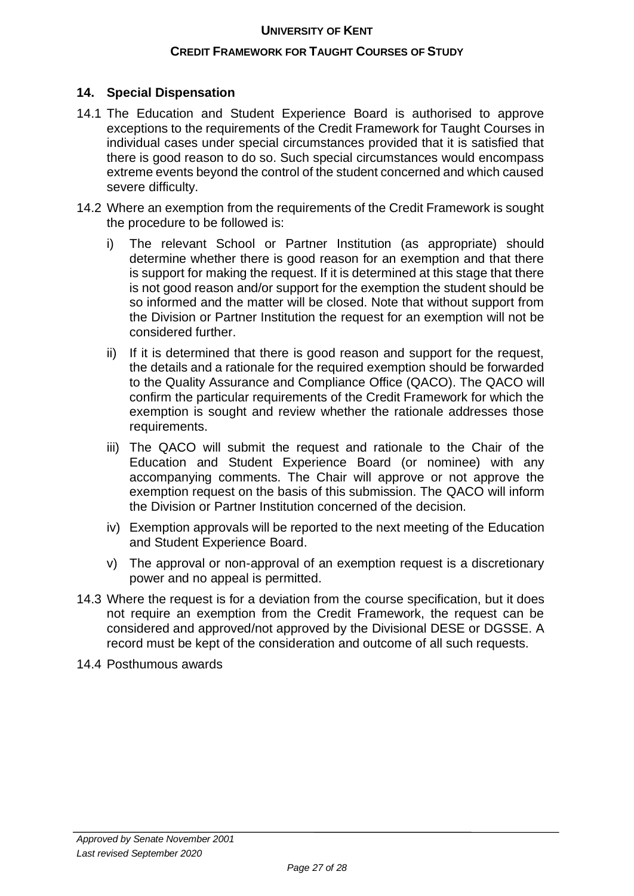## 14. Special Dispensation

14.1 The Education and Student Experience Board is authorised to approve exceptions to the requirements of the Credit Framework for Taught Courses in individual cases under special circumstances provided that it is satisfied that there is good reason to do so. Such special circumstances would encompass extreme events beyond the control of the student concerned and which caused severe difficulty.

14.2 Where an exemption from the requirements of the Credit Framework is sought the procedure to be followed is:

i) The relevant School or Partner Institution (as appropriate) should determine whether there is good reason for an exemption and that there is support for making the request. If it is determined at this stage that there is not good reason and/or support for the exemption the student should be so informed and the matter will be closed. Note that without support from the Division or Partner Institution the request for an exemption will not be considered further.

ii) If it is determined that there is good reason and support for the request, the details and a rationale for the required exemption should be forwarded to the Quality Assurance and Compliance Office (QACO). The QACO will confirm the particular requirements of the Credit Framework for which the exemption is sought and review whether the rationale addresses those requirements.

iii) The QACO will submit the request and rationale to the Chair of the Education and Student Experience Board (or nominee) with any accompanying comments. The Chair will approve or not approve the exemption request on the basis of this submission. The QACO will inform the Division or Partner Institution concerned of the decision.

iv) Exemption approvals will be reported to the next meeting of the Education and Student Experience Board.

v) The approval or non-approval of an exemption request is a discretionary power and no appeal is permitted.

14.3 Where the request is for a deviation from the course specification, but it does not require an exemption from the Credit Framework, the request can be considered and approved/not approved by the Divisional DESE or DGSSE. A record must be kept of the consideration and outcome of all such requests.

14.4 Posthumous awards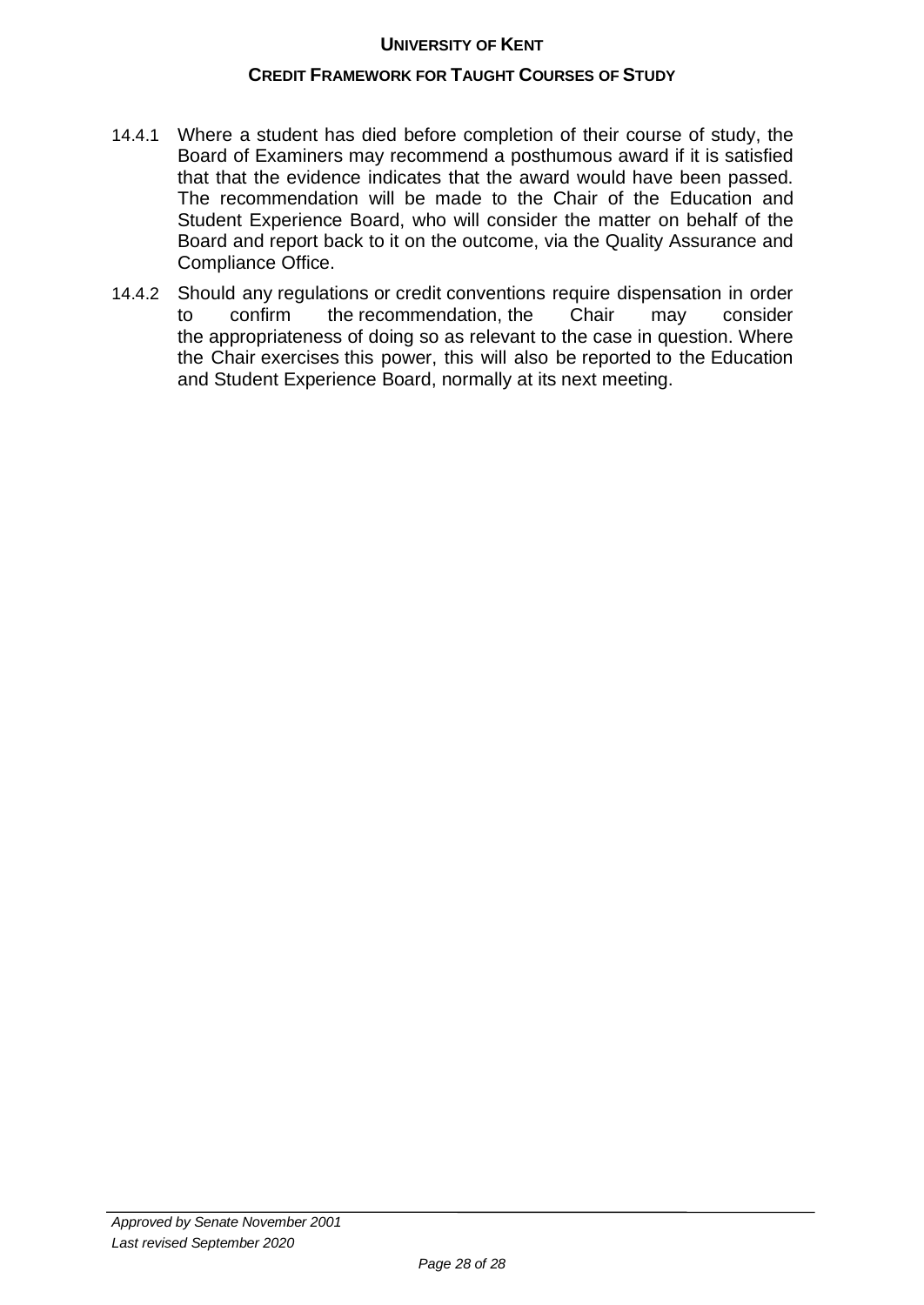14.4.1 Where a student has died before completion of their course of study, the Board of Examiners may recommend a posthumous award if it is satisfied that that the evidence indicates that the award would have been passed. The recommendation will be made to the Chair of the Education and Student Experience Board, who will consider the matter on behalf of the Board and report back to it on the outcome, via the Quality Assurance and Compliance Office.

14.4.2 Should any regulations or credit conventions require dispensation in order to confirm the recommendation, the Chair may consider the appropriateness of doing so as relevant to the case in question. Where the Chair exercises this power, this will also be reported to the Education and Student Experience Board, normally at its next meeting.